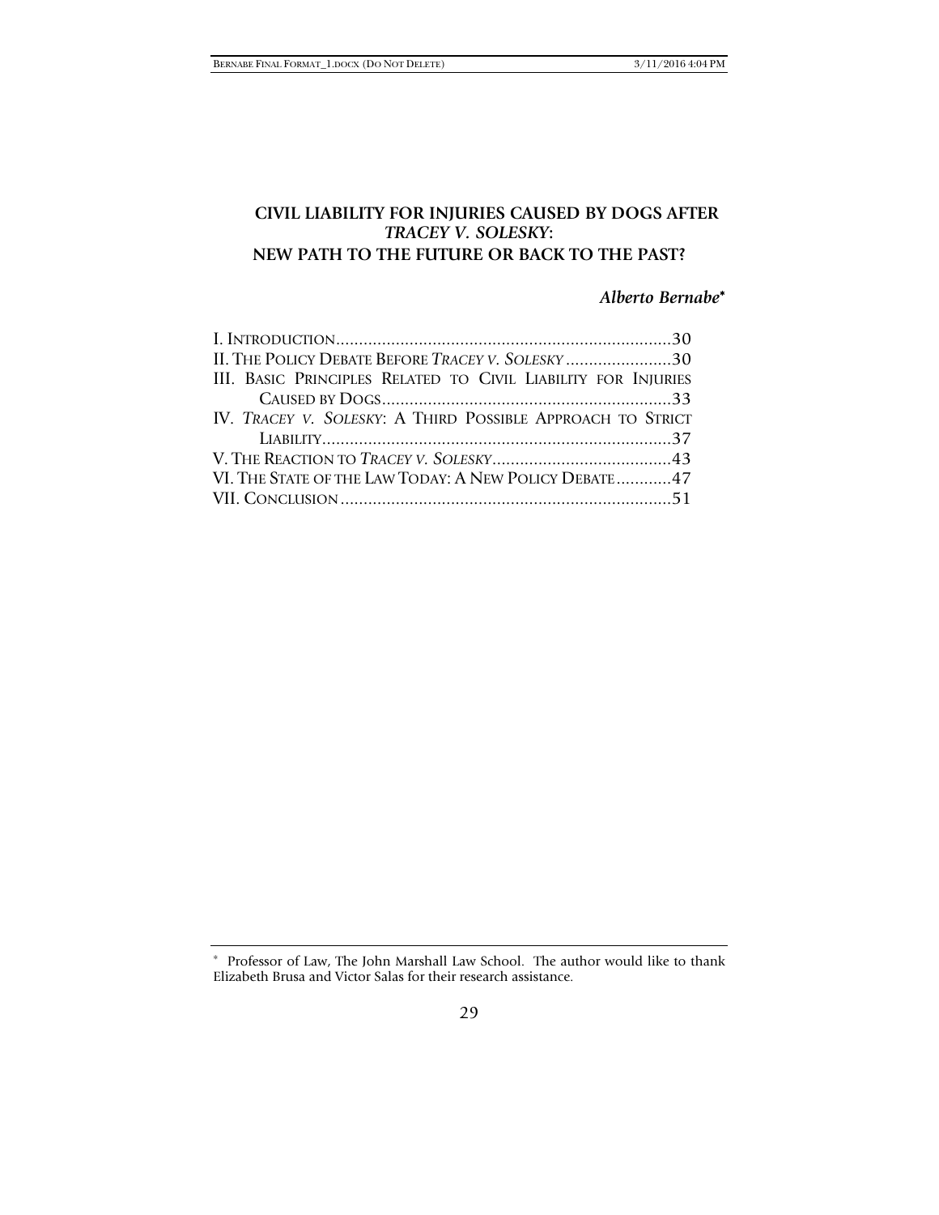# CIVIL LIABILITY FOR INJURIES CAUSED BY DOGS AFTER *TRACEY V. SOLESKY*: NEW PATH TO THE FUTURE OR BACK TO THE PAST?

***Alberto Bernabe****

I. INTRODUCTION .......................................................................... 30
II. THE POLICY DEBATE BEFORE *TRACEY V. SOLESKY* ....................... 30
III. BASIC PRINCIPLES RELATED TO CIVIL LIABILITY FOR INJURIES CAUSED BY DOGS ............................................................... 33
IV. *TRACEY V. SOLESKY*: A THIRD POSSIBLE APPROACH TO STRICT LIABILITY ............................................................................ 37
V. THE REACTION TO *TRACEY V. SOLESKY* ....................................... 43
VI. THE STATE OF THE LAW TODAY: A NEW POLICY DEBATE ............ 47
VII. CONCLUSION ......................................................................... 51

---

\* Professor of Law, The John Marshall Law School. The author would like to thank Elizabeth Brusa and Victor Salas for their research assistance.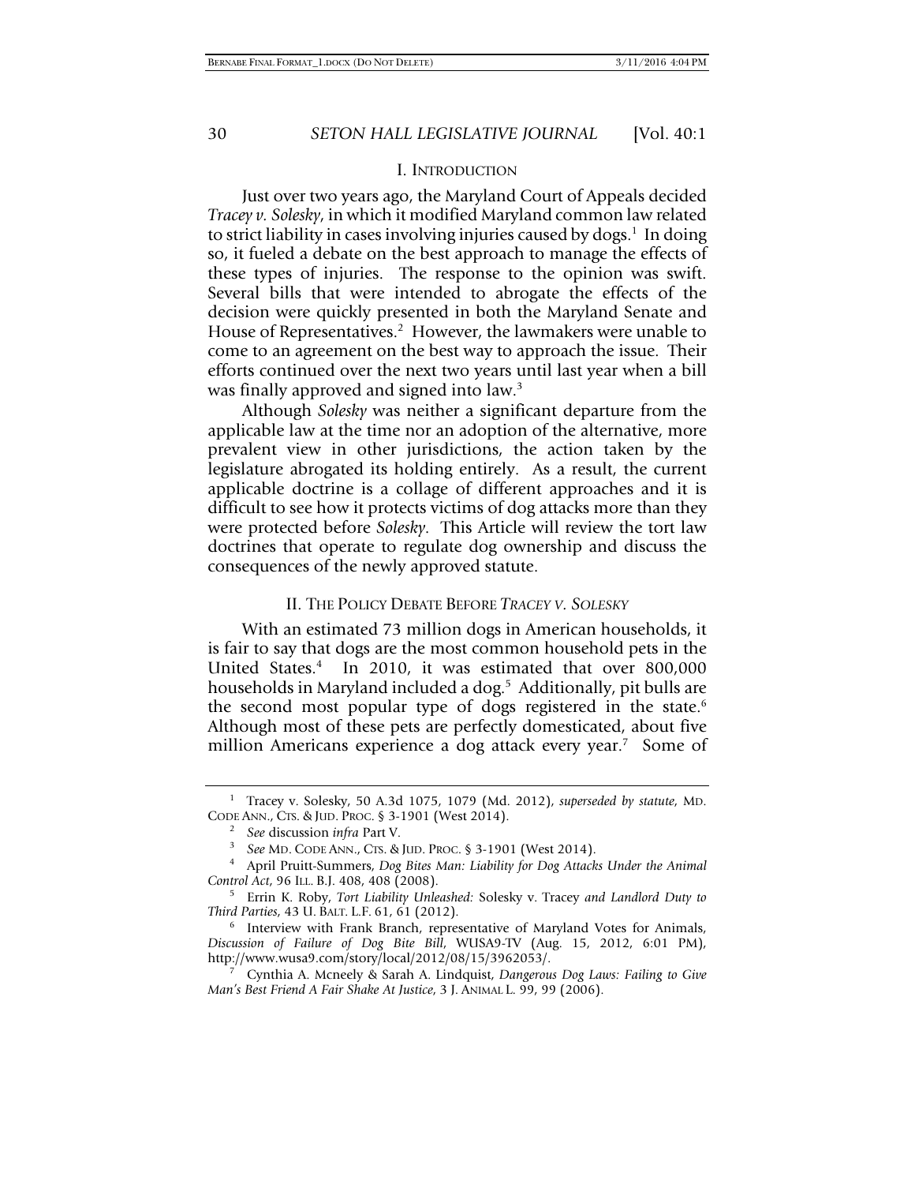## I. INTRODUCTION

Just over two years ago, the Maryland Court of Appeals decided *Tracey v. Solesky*, in which it modified Maryland common law related to strict liability in cases involving injuries caused by dogs.[1] In doing so, it fueled a debate on the best approach to manage the effects of these types of injuries. The response to the opinion was swift. Several bills that were intended to abrogate the effects of the decision were quickly presented in both the Maryland Senate and House of Representatives.[2] However, the lawmakers were unable to come to an agreement on the best way to approach the issue. Their efforts continued over the next two years until last year when a bill was finally approved and signed into law.[3]

Although *Solesky* was neither a significant departure from the applicable law at the time nor an adoption of the alternative, more prevalent view in other jurisdictions, the action taken by the legislature abrogated its holding entirely. As a result, the current applicable doctrine is a collage of different approaches and it is difficult to see how it protects victims of dog attacks more than they were protected before *Solesky*. This Article will review the tort law doctrines that operate to regulate dog ownership and discuss the consequences of the newly approved statute.

## II. THE POLICY DEBATE BEFORE *TRACEY V. SOLESKY*

With an estimated 73 million dogs in American households, it is fair to say that dogs are the most common household pets in the United States.[4] In 2010, it was estimated that over 800,000 households in Maryland included a dog.[5] Additionally, pit bulls are the second most popular type of dogs registered in the state.[6] Although most of these pets are perfectly domesticated, about five million Americans experience a dog attack every year.[7] Some of

---

[1] Tracey v. Solesky, 50 A.3d 1075, 1079 (Md. 2012), *superseded by statute*, MD. CODE ANN., CTS. & JUD. PROC. § 3-1901 (West 2014).

[2] *See* discussion *infra* Part V.

[3] *See* MD. CODE ANN., CTS. & JUD. PROC. § 3-1901 (West 2014).

[4] April Pruitt-Summers, *Dog Bites Man: Liability for Dog Attacks Under the Animal Control Act*, 96 ILL. B.J. 408, 408 (2008).

[5] Errin K. Roby, *Tort Liability Unleashed:* Solesky v. Tracey *and Landlord Duty to Third Parties*, 43 U. BALT. L.F. 61, 61 (2012).

[6] Interview with Frank Branch, representative of Maryland Votes for Animals, *Discussion of Failure of Dog Bite Bill*, WUSA9-TV (Aug. 15, 2012, 6:01 PM), http://www.wusa9.com/story/local/2012/08/15/3962053/.

[7] Cynthia A. Mcneely & Sarah A. Lindquist, *Dangerous Dog Laws: Failing to Give Man's Best Friend A Fair Shake At Justice*, 3 J. ANIMAL L. 99, 99 (2006).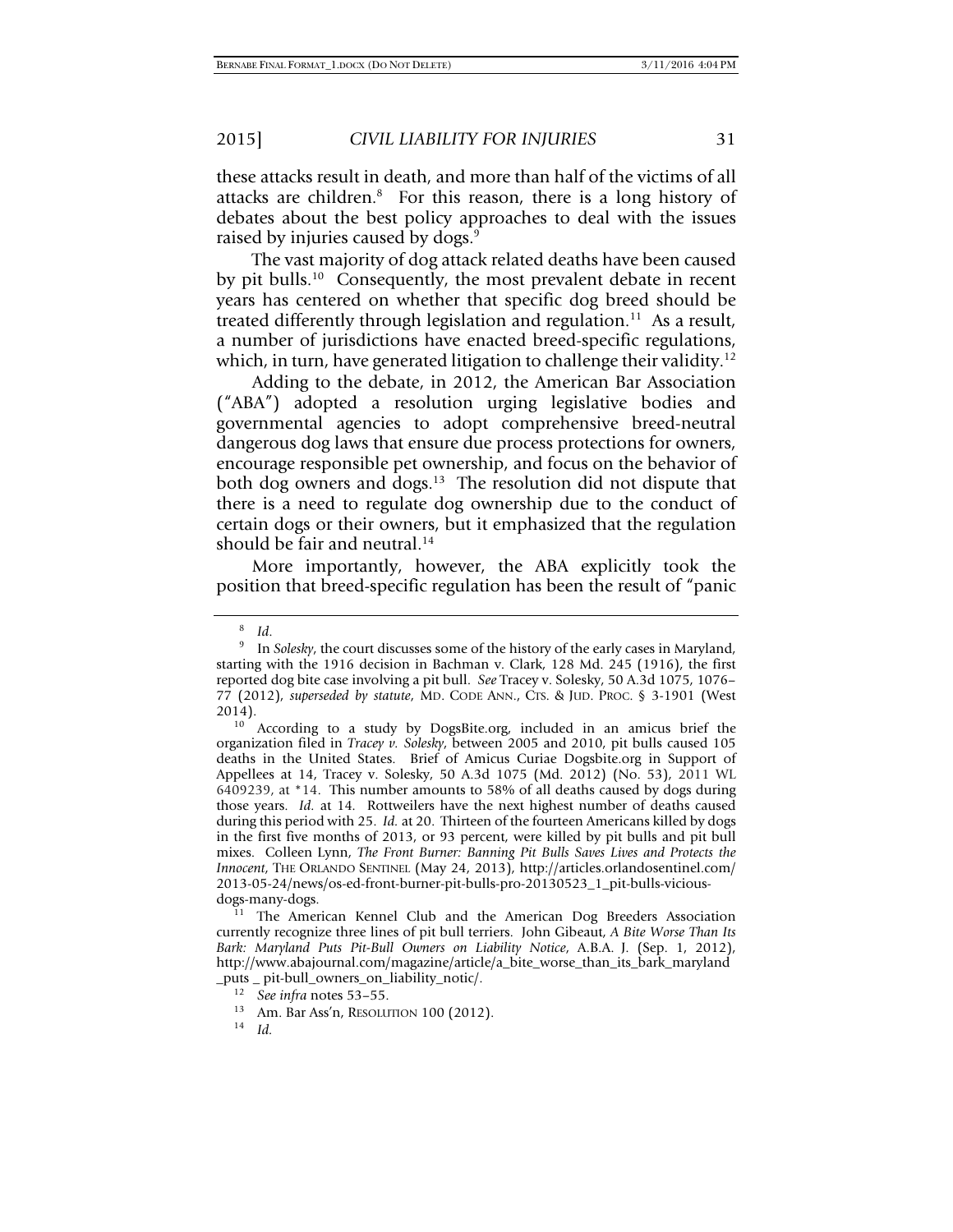these attacks result in death, and more than half of the victims of all attacks are children.[8] For this reason, there is a long history of debates about the best policy approaches to deal with the issues raised by injuries caused by dogs.[9]

The vast majority of dog attack related deaths have been caused by pit bulls.[10] Consequently, the most prevalent debate in recent years has centered on whether that specific dog breed should be treated differently through legislation and regulation.[11] As a result, a number of jurisdictions have enacted breed-specific regulations, which, in turn, have generated litigation to challenge their validity.[12]

Adding to the debate, in 2012, the American Bar Association ("ABA") adopted a resolution urging legislative bodies and governmental agencies to adopt comprehensive breed-neutral dangerous dog laws that ensure due process protections for owners, encourage responsible pet ownership, and focus on the behavior of both dog owners and dogs.[13] The resolution did not dispute that there is a need to regulate dog ownership due to the conduct of certain dogs or their owners, but it emphasized that the regulation should be fair and neutral.[14]

More importantly, however, the ABA explicitly took the position that breed-specific regulation has been the result of "panic

---

[8] *Id.*

[9] In *Solesky*, the court discusses some of the history of the early cases in Maryland, starting with the 1916 decision in Bachman v. Clark, 128 Md. 245 (1916), the first reported dog bite case involving a pit bull. *See* Tracey v. Solesky, 50 A.3d 1075, 1076–77 (2012), *superseded by statute*, MD. CODE ANN., CTS. & JUD. PROC. § 3-1901 (West 2014).

[10] According to a study by DogsBite.org, included in an amicus brief the organization filed in *Tracey v. Solesky*, between 2005 and 2010, pit bulls caused 105 deaths in the United States. Brief of Amicus Curiae Dogsbite.org in Support of Appellees at 14, Tracey v. Solesky, 50 A.3d 1075 (Md. 2012) (No. 53), 2011 WL 6409239, at *14. This number amounts to 58% of all deaths caused by dogs during those years. *Id.* at 14. Rottweilers have the next highest number of deaths caused during this period with 25. *Id.* at 20. Thirteen of the fourteen Americans killed by dogs in the first five months of 2013, or 93 percent, were killed by pit bulls and pit bull mixes. Colleen Lynn, *The Front Burner: Banning Pit Bulls Saves Lives and Protects the Innocent*, THE ORLANDO SENTINEL (May 24, 2013), http://articles.orlandosentinel.com/2013-05-24/news/os-ed-front-burner-pit-bulls-pro-20130523_1_pit-bulls-vicious-dogs-many-dogs.

[11] The American Kennel Club and the American Dog Breeders Association currently recognize three lines of pit bull terriers. John Gibeaut, *A Bite Worse Than Its Bark: Maryland Puts Pit-Bull Owners on Liability Notice*, A.B.A. J. (Sep. 1, 2012), http://www.abajournal.com/magazine/article/a_bite_worse_than_its_bark_maryland_puts _ pit-bull_owners_on_liability_notic/.

[12] *See infra* notes 53–55.

[13] Am. Bar Ass'n, RESOLUTION 100 (2012).

[14] *Id.*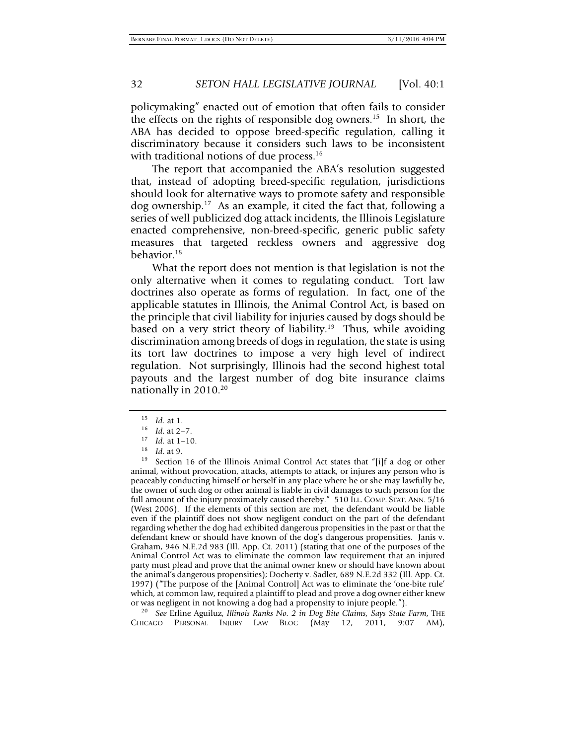policymaking" enacted out of emotion that often fails to consider the effects on the rights of responsible dog owners.[15] In short, the ABA has decided to oppose breed-specific regulation, calling it discriminatory because it considers such laws to be inconsistent with traditional notions of due process.[16]

The report that accompanied the ABA's resolution suggested that, instead of adopting breed-specific regulation, jurisdictions should look for alternative ways to promote safety and responsible dog ownership.[17] As an example, it cited the fact that, following a series of well publicized dog attack incidents, the Illinois Legislature enacted comprehensive, non-breed-specific, generic public safety measures that targeted reckless owners and aggressive dog behavior.[18]

What the report does not mention is that legislation is not the only alternative when it comes to regulating conduct. Tort law doctrines also operate as forms of regulation. In fact, one of the applicable statutes in Illinois, the Animal Control Act, is based on the principle that civil liability for injuries caused by dogs should be based on a very strict theory of liability.[19] Thus, while avoiding discrimination among breeds of dogs in regulation, the state is using its tort law doctrines to impose a very high level of indirect regulation. Not surprisingly, Illinois had the second highest total payouts and the largest number of dog bite insurance claims nationally in 2010.[20]

---

[15] *Id.* at 1.

[16] *Id.* at 2–7.

[17] *Id.* at 1–10.

[18] *Id.* at 9.

[19] Section 16 of the Illinois Animal Control Act states that "[i]f a dog or other animal, without provocation, attacks, attempts to attack, or injures any person who is peaceably conducting himself or herself in any place where he or she may lawfully be, the owner of such dog or other animal is liable in civil damages to such person for the full amount of the injury proximately caused thereby." 510 ILL. COMP. STAT. ANN. 5/16 (West 2006). If the elements of this section are met, the defendant would be liable even if the plaintiff does not show negligent conduct on the part of the defendant regarding whether the dog had exhibited dangerous propensities in the past or that the defendant knew or should have known of the dog's dangerous propensities. Janis v. Graham, 946 N.E.2d 983 (Ill. App. Ct. 2011) (stating that one of the purposes of the Animal Control Act was to eliminate the common law requirement that an injured party must plead and prove that the animal owner knew or should have known about the animal's dangerous propensities); Docherty v. Sadler, 689 N.E.2d 332 (Ill. App. Ct. 1997) ("The purpose of the [Animal Control] Act was to eliminate the 'one-bite rule' which, at common law, required a plaintiff to plead and prove a dog owner either knew or was negligent in not knowing a dog had a propensity to injure people.").

[20] *See* Erline Aguiluz, *Illinois Ranks No. 2 in Dog Bite Claims, Says State Farm*, THE CHICAGO PERSONAL INJURY LAW BLOG (May 12, 2011, 9:07 AM),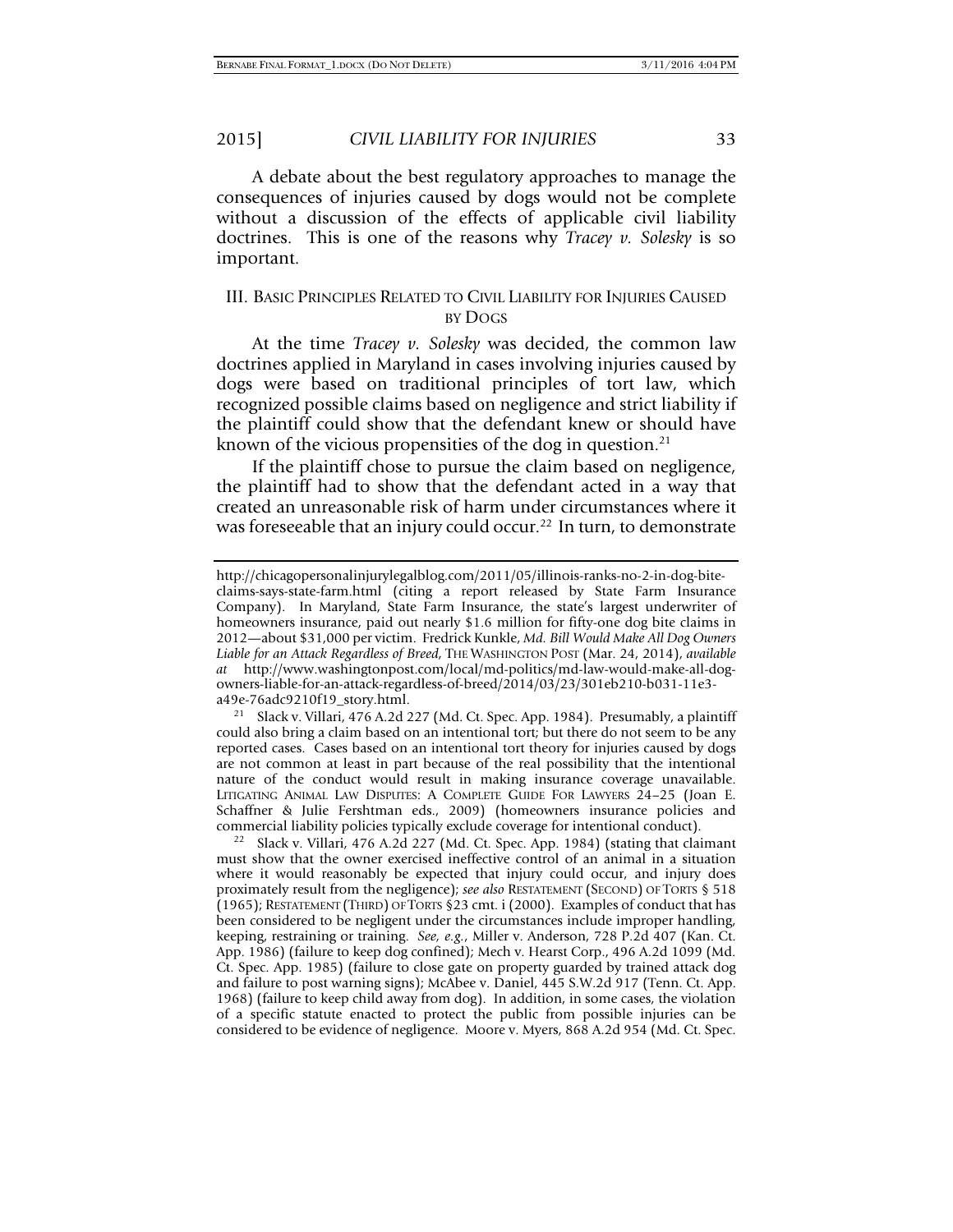A debate about the best regulatory approaches to manage the consequences of injuries caused by dogs would not be complete without a discussion of the effects of applicable civil liability doctrines. This is one of the reasons why *Tracey v. Solesky* is so important.

## III. Basic Principles Related to Civil Liability for Injuries Caused by Dogs

At the time *Tracey v. Solesky* was decided, the common law doctrines applied in Maryland in cases involving injuries caused by dogs were based on traditional principles of tort law, which recognized possible claims based on negligence and strict liability if the plaintiff could show that the defendant knew or should have known of the vicious propensities of the dog in question.[21]

If the plaintiff chose to pursue the claim based on negligence, the plaintiff had to show that the defendant acted in a way that created an unreasonable risk of harm under circumstances where it was foreseeable that an injury could occur.[22] In turn, to demonstrate

---

http://chicagopersonalinjurylegalblog.com/2011/05/illinois-ranks-no-2-in-dog-bite-claims-says-state-farm.html (citing a report released by State Farm Insurance Company). In Maryland, State Farm Insurance, the state's largest underwriter of homeowners insurance, paid out nearly $1.6 million for fifty-one dog bite claims in 2012—about $31,000 per victim. Fredrick Kunkle, *Md. Bill Would Make All Dog Owners Liable for an Attack Regardless of Breed*, The Washington Post (Mar. 24, 2014), *available at* http://www.washingtonpost.com/local/md-politics/md-law-would-make-all-dog-owners-liable-for-an-attack-regardless-of-breed/2014/03/23/301eb210-b031-11e3-a49e-76adc9210f19_story.html.

[21] Slack v. Villari, 476 A.2d 227 (Md. Ct. Spec. App. 1984). Presumably, a plaintiff could also bring a claim based on an intentional tort; but there do not seem to be any reported cases. Cases based on an intentional tort theory for injuries caused by dogs are not common at least in part because of the real possibility that the intentional nature of the conduct would result in making insurance coverage unavailable. Litigating Animal Law Disputes: A Complete Guide For Lawyers 24–25 (Joan E. Schaffner & Julie Fershtman eds., 2009) (homeowners insurance policies and commercial liability policies typically exclude coverage for intentional conduct).

[22] Slack v. Villari, 476 A.2d 227 (Md. Ct. Spec. App. 1984) (stating that claimant must show that the owner exercised ineffective control of an animal in a situation where it would reasonably be expected that injury could occur, and injury does proximately result from the negligence); *see also* Restatement (Second) of Torts § 518 (1965); Restatement (Third) of Torts §23 cmt. i (2000). Examples of conduct that has been considered to be negligent under the circumstances include improper handling, keeping, restraining or training. *See, e.g.*, Miller v. Anderson, 728 P.2d 407 (Kan. Ct. App. 1986) (failure to keep dog confined); Mech v. Hearst Corp., 496 A.2d 1099 (Md. Ct. Spec. App. 1985) (failure to close gate on property guarded by trained attack dog and failure to post warning signs); McAbee v. Daniel, 445 S.W.2d 917 (Tenn. Ct. App. 1968) (failure to keep child away from dog). In addition, in some cases, the violation of a specific statute enacted to protect the public from possible injuries can be considered to be evidence of negligence. Moore v. Myers, 868 A.2d 954 (Md. Ct. Spec.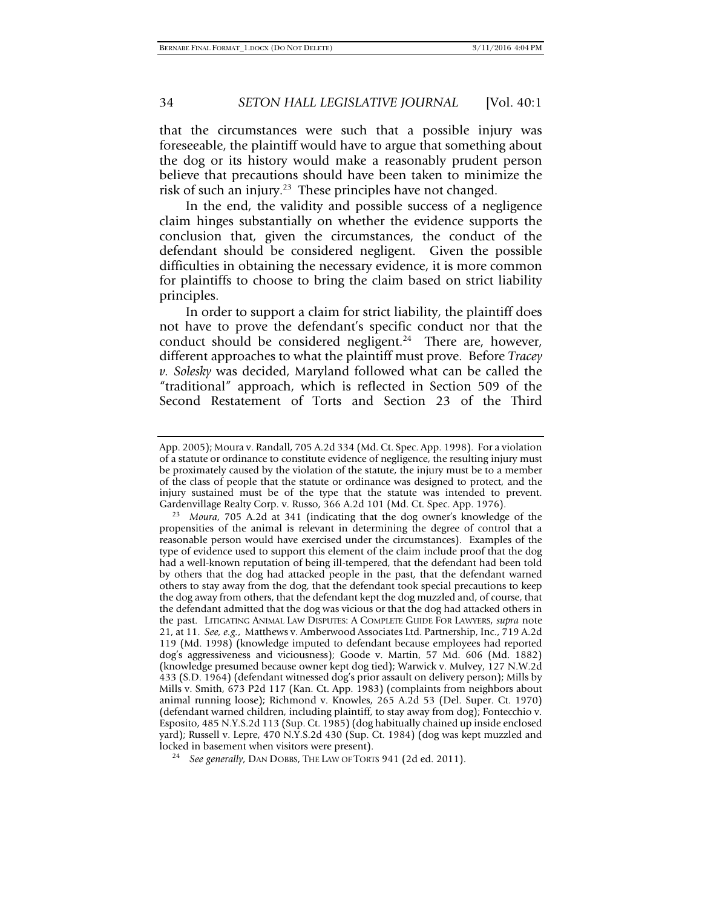that the circumstances were such that a possible injury was foreseeable, the plaintiff would have to argue that something about the dog or its history would make a reasonably prudent person believe that precautions should have been taken to minimize the risk of such an injury.[23] These principles have not changed.

In the end, the validity and possible success of a negligence claim hinges substantially on whether the evidence supports the conclusion that, given the circumstances, the conduct of the defendant should be considered negligent. Given the possible difficulties in obtaining the necessary evidence, it is more common for plaintiffs to choose to bring the claim based on strict liability principles.

In order to support a claim for strict liability, the plaintiff does not have to prove the defendant's specific conduct nor that the conduct should be considered negligent.[24] There are, however, different approaches to what the plaintiff must prove. Before *Tracey v. Solesky* was decided, Maryland followed what can be called the "traditional" approach, which is reflected in Section 509 of the Second Restatement of Torts and Section 23 of the Third

---

App. 2005); Moura v. Randall, 705 A.2d 334 (Md. Ct. Spec. App. 1998). For a violation of a statute or ordinance to constitute evidence of negligence, the resulting injury must be proximately caused by the violation of the statute, the injury must be to a member of the class of people that the statute or ordinance was designed to protect, and the injury sustained must be of the type that the statute was intended to prevent. Gardenvillage Realty Corp. v. Russo, 366 A.2d 101 (Md. Ct. Spec. App. 1976).

[23] *Moura*, 705 A.2d at 341 (indicating that the dog owner's knowledge of the propensities of the animal is relevant in determining the degree of control that a reasonable person would have exercised under the circumstances). Examples of the type of evidence used to support this element of the claim include proof that the dog had a well-known reputation of being ill-tempered, that the defendant had been told by others that the dog had attacked people in the past, that the defendant warned others to stay away from the dog, that the defendant took special precautions to keep the dog away from others, that the defendant kept the dog muzzled and, of course, that the defendant admitted that the dog was vicious or that the dog had attacked others in the past. LITIGATING ANIMAL LAW DISPUTES: A COMPLETE GUIDE FOR LAWYERS, *supra* note 21, at 11. *See, e.g.*, Matthews v. Amberwood Associates Ltd. Partnership, Inc., 719 A.2d 119 (Md. 1998) (knowledge imputed to defendant because employees had reported dog's aggressiveness and viciousness); Goode v. Martin, 57 Md. 606 (Md. 1882) (knowledge presumed because owner kept dog tied); Warwick v. Mulvey, 127 N.W.2d 433 (S.D. 1964) (defendant witnessed dog's prior assault on delivery person); Mills by Mills v. Smith, 673 P2d 117 (Kan. Ct. App. 1983) (complaints from neighbors about animal running loose); Richmond v. Knowles, 265 A.2d 53 (Del. Super. Ct. 1970) (defendant warned children, including plaintiff, to stay away from dog); Fontecchio v. Esposito, 485 N.Y.S.2d 113 (Sup. Ct. 1985) (dog habitually chained up inside enclosed yard); Russell v. Lepre, 470 N.Y.S.2d 430 (Sup. Ct. 1984) (dog was kept muzzled and locked in basement when visitors were present).

[24] *See generally*, DAN DOBBS, THE LAW OF TORTS 941 (2d ed. 2011).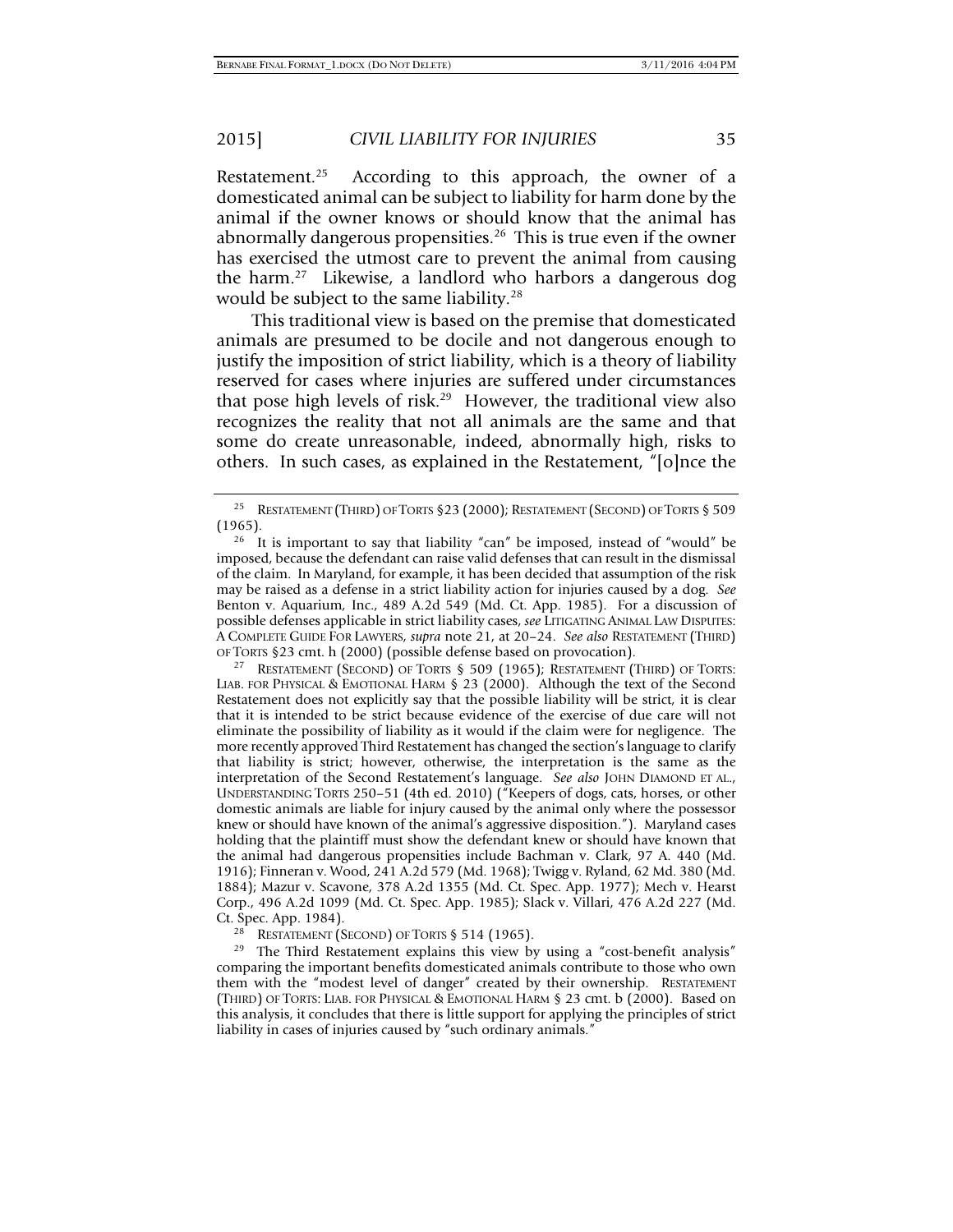Restatement.[25] According to this approach, the owner of a domesticated animal can be subject to liability for harm done by the animal if the owner knows or should know that the animal has abnormally dangerous propensities.[26] This is true even if the owner has exercised the utmost care to prevent the animal from causing the harm.[27] Likewise, a landlord who harbors a dangerous dog would be subject to the same liability.[28]

This traditional view is based on the premise that domesticated animals are presumed to be docile and not dangerous enough to justify the imposition of strict liability, which is a theory of liability reserved for cases where injuries are suffered under circumstances that pose high levels of risk.[29] However, the traditional view also recognizes the reality that not all animals are the same and that some do create unreasonable, indeed, abnormally high, risks to others. In such cases, as explained in the Restatement, "[o]nce the

---

[25] RESTATEMENT (THIRD) OF TORTS §23 (2000); RESTATEMENT (SECOND) OF TORTS § 509 (1965).

[26] It is important to say that liability "can" be imposed, instead of "would" be imposed, because the defendant can raise valid defenses that can result in the dismissal of the claim. In Maryland, for example, it has been decided that assumption of the risk may be raised as a defense in a strict liability action for injuries caused by a dog. *See* Benton v. Aquarium, Inc., 489 A.2d 549 (Md. Ct. App. 1985). For a discussion of possible defenses applicable in strict liability cases, *see* LITIGATING ANIMAL LAW DISPUTES: A COMPLETE GUIDE FOR LAWYERS, *supra* note 21, at 20–24. *See also* RESTATEMENT (THIRD) OF TORTS §23 cmt. h (2000) (possible defense based on provocation).

[27] RESTATEMENT (SECOND) OF TORTS § 509 (1965); RESTATEMENT (THIRD) OF TORTS: LIAB. FOR PHYSICAL & EMOTIONAL HARM § 23 (2000). Although the text of the Second Restatement does not explicitly say that the possible liability will be strict, it is clear that it is intended to be strict because evidence of the exercise of due care will not eliminate the possibility of liability as it would if the claim were for negligence. The more recently approved Third Restatement has changed the section's language to clarify that liability is strict; however, otherwise, the interpretation is the same as the interpretation of the Second Restatement's language. *See also* JOHN DIAMOND ET AL., UNDERSTANDING TORTS 250–51 (4th ed. 2010) ("Keepers of dogs, cats, horses, or other domestic animals are liable for injury caused by the animal only where the possessor knew or should have known of the animal's aggressive disposition."). Maryland cases holding that the plaintiff must show the defendant knew or should have known that the animal had dangerous propensities include Bachman v. Clark, 97 A. 440 (Md. 1916); Finneran v. Wood, 241 A.2d 579 (Md. 1968); Twigg v. Ryland, 62 Md. 380 (Md. 1884); Mazur v. Scavone, 378 A.2d 1355 (Md. Ct. Spec. App. 1977); Mech v. Hearst Corp., 496 A.2d 1099 (Md. Ct. Spec. App. 1985); Slack v. Villari, 476 A.2d 227 (Md. Ct. Spec. App. 1984).

[28] RESTATEMENT (SECOND) OF TORTS § 514 (1965).

[29] The Third Restatement explains this view by using a "cost-benefit analysis" comparing the important benefits domesticated animals contribute to those who own them with the "modest level of danger" created by their ownership. RESTATEMENT (THIRD) OF TORTS: LIAB. FOR PHYSICAL & EMOTIONAL HARM § 23 cmt. b (2000). Based on this analysis, it concludes that there is little support for applying the principles of strict liability in cases of injuries caused by "such ordinary animals."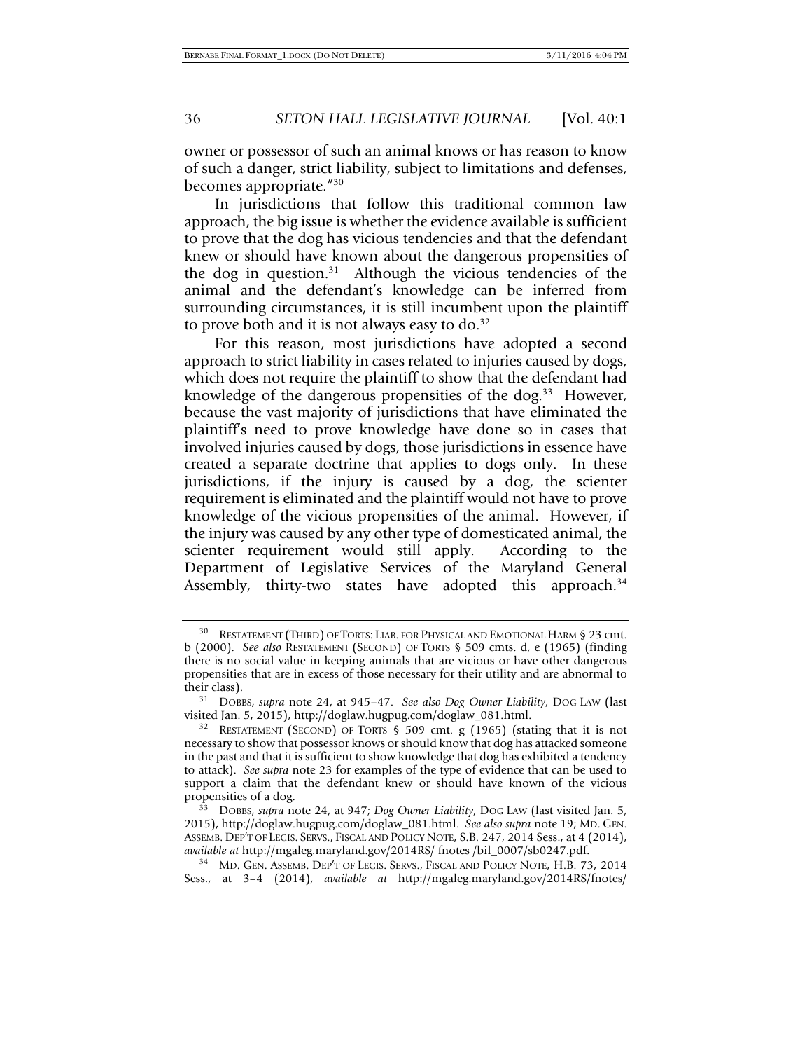owner or possessor of such an animal knows or has reason to know of such a danger, strict liability, subject to limitations and defenses, becomes appropriate."[30]

In jurisdictions that follow this traditional common law approach, the big issue is whether the evidence available is sufficient to prove that the dog has vicious tendencies and that the defendant knew or should have known about the dangerous propensities of the dog in question.[31] Although the vicious tendencies of the animal and the defendant's knowledge can be inferred from surrounding circumstances, it is still incumbent upon the plaintiff to prove both and it is not always easy to do.[32]

For this reason, most jurisdictions have adopted a second approach to strict liability in cases related to injuries caused by dogs, which does not require the plaintiff to show that the defendant had knowledge of the dangerous propensities of the dog.[33] However, because the vast majority of jurisdictions that have eliminated the plaintiff's need to prove knowledge have done so in cases that involved injuries caused by dogs, those jurisdictions in essence have created a separate doctrine that applies to dogs only. In these jurisdictions, if the injury is caused by a dog, the scienter requirement is eliminated and the plaintiff would not have to prove knowledge of the vicious propensities of the animal. However, if the injury was caused by any other type of domesticated animal, the scienter requirement would still apply. According to the Department of Legislative Services of the Maryland General Assembly, thirty-two states have adopted this approach.[34]

---

[30] RESTATEMENT (THIRD) OF TORTS: LIAB. FOR PHYSICAL AND EMOTIONAL HARM § 23 cmt. b (2000). *See also* RESTATEMENT (SECOND) OF TORTS § 509 cmts. d, e (1965) (finding there is no social value in keeping animals that are vicious or have other dangerous propensities that are in excess of those necessary for their utility and are abnormal to their class).

[31] DOBBS, *supra* note 24, at 945–47. *See also Dog Owner Liability*, DOG LAW (last visited Jan. 5, 2015), http://doglaw.hugpug.com/doglaw_081.html.

[32] RESTATEMENT (SECOND) OF TORTS § 509 cmt. g (1965) (stating that it is not necessary to show that possessor knows or should know that dog has attacked someone in the past and that it is sufficient to show knowledge that dog has exhibited a tendency to attack). *See supra* note 23 for examples of the type of evidence that can be used to support a claim that the defendant knew or should have known of the vicious propensities of a dog.

[33] DOBBS, *supra* note 24, at 947; *Dog Owner Liability*, DOG LAW (last visited Jan. 5, 2015), http://doglaw.hugpug.com/doglaw_081.html. *See also supra* note 19; MD. GEN. ASSEMB. DEP'T OF LEGIS. SERVS., FISCAL AND POLICY NOTE, S.B. 247, 2014 Sess., at 4 (2014), *available at* http://mgaleg.maryland.gov/2014RS/ fnotes /bil_0007/sb0247.pdf.

[34] MD. GEN. ASSEMB. DEP'T OF LEGIS. SERVS., FISCAL AND POLICY NOTE, H.B. 73, 2014 Sess., at 3–4 (2014), *available at* http://mgaleg.maryland.gov/2014RS/fnotes/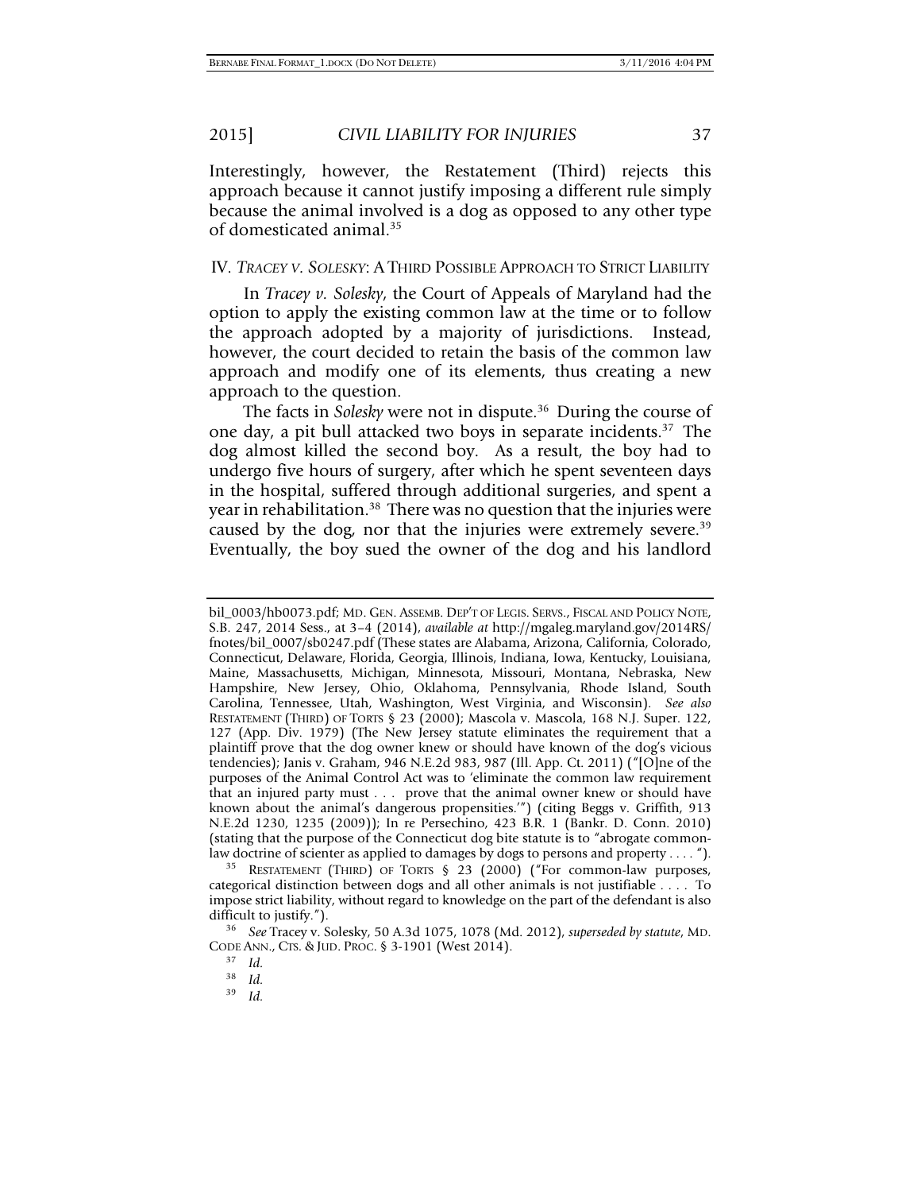Interestingly, however, the Restatement (Third) rejects this approach because it cannot justify imposing a different rule simply because the animal involved is a dog as opposed to any other type of domesticated animal.[35]

## IV. *TRACEY V. SOLESKY*: A THIRD POSSIBLE APPROACH TO STRICT LIABILITY

In *Tracey v. Solesky*, the Court of Appeals of Maryland had the option to apply the existing common law at the time or to follow the approach adopted by a majority of jurisdictions. Instead, however, the court decided to retain the basis of the common law approach and modify one of its elements, thus creating a new approach to the question.

The facts in *Solesky* were not in dispute.[36] During the course of one day, a pit bull attacked two boys in separate incidents.[37] The dog almost killed the second boy. As a result, the boy had to undergo five hours of surgery, after which he spent seventeen days in the hospital, suffered through additional surgeries, and spent a year in rehabilitation.[38] There was no question that the injuries were caused by the dog, nor that the injuries were extremely severe.[39] Eventually, the boy sued the owner of the dog and his landlord

---

bil_0003/hb0073.pdf; MD. GEN. ASSEMB. DEP'T OF LEGIS. SERVS., FISCAL AND POLICY NOTE, S.B. 247, 2014 Sess., at 3–4 (2014), *available at* http://mgaleg.maryland.gov/2014RS/fnotes/bil_0007/sb0247.pdf (These states are Alabama, Arizona, California, Colorado, Connecticut, Delaware, Florida, Georgia, Illinois, Indiana, Iowa, Kentucky, Louisiana, Maine, Massachusetts, Michigan, Minnesota, Missouri, Montana, Nebraska, New Hampshire, New Jersey, Ohio, Oklahoma, Pennsylvania, Rhode Island, South Carolina, Tennessee, Utah, Washington, West Virginia, and Wisconsin). *See also* RESTATEMENT (THIRD) OF TORTS § 23 (2000); Mascola v. Mascola, 168 N.J. Super. 122, 127 (App. Div. 1979) (The New Jersey statute eliminates the requirement that a plaintiff prove that the dog owner knew or should have known of the dog's vicious tendencies); Janis v. Graham, 946 N.E.2d 983, 987 (Ill. App. Ct. 2011) ("[O]ne of the purposes of the Animal Control Act was to 'eliminate the common law requirement that an injured party must . . . prove that the animal owner knew or should have known about the animal's dangerous propensities.'") (citing Beggs v. Griffith, 913 N.E.2d 1230, 1235 (2009)); In re Persechino, 423 B.R. 1 (Bankr. D. Conn. 2010) (stating that the purpose of the Connecticut dog bite statute is to "abrogate common-law doctrine of scienter as applied to damages by dogs to persons and property . . . . ").

[35] RESTATEMENT (THIRD) OF TORTS § 23 (2000) ("For common-law purposes, categorical distinction between dogs and all other animals is not justifiable . . . . To impose strict liability, without regard to knowledge on the part of the defendant is also difficult to justify.").

[36] *See* Tracey v. Solesky, 50 A.3d 1075, 1078 (Md. 2012), *superseded by statute*, MD. CODE ANN., CTS. & JUD. PROC. § 3-1901 (West 2014).

[37] *Id.*

[38] *Id.*

[39] *Id.*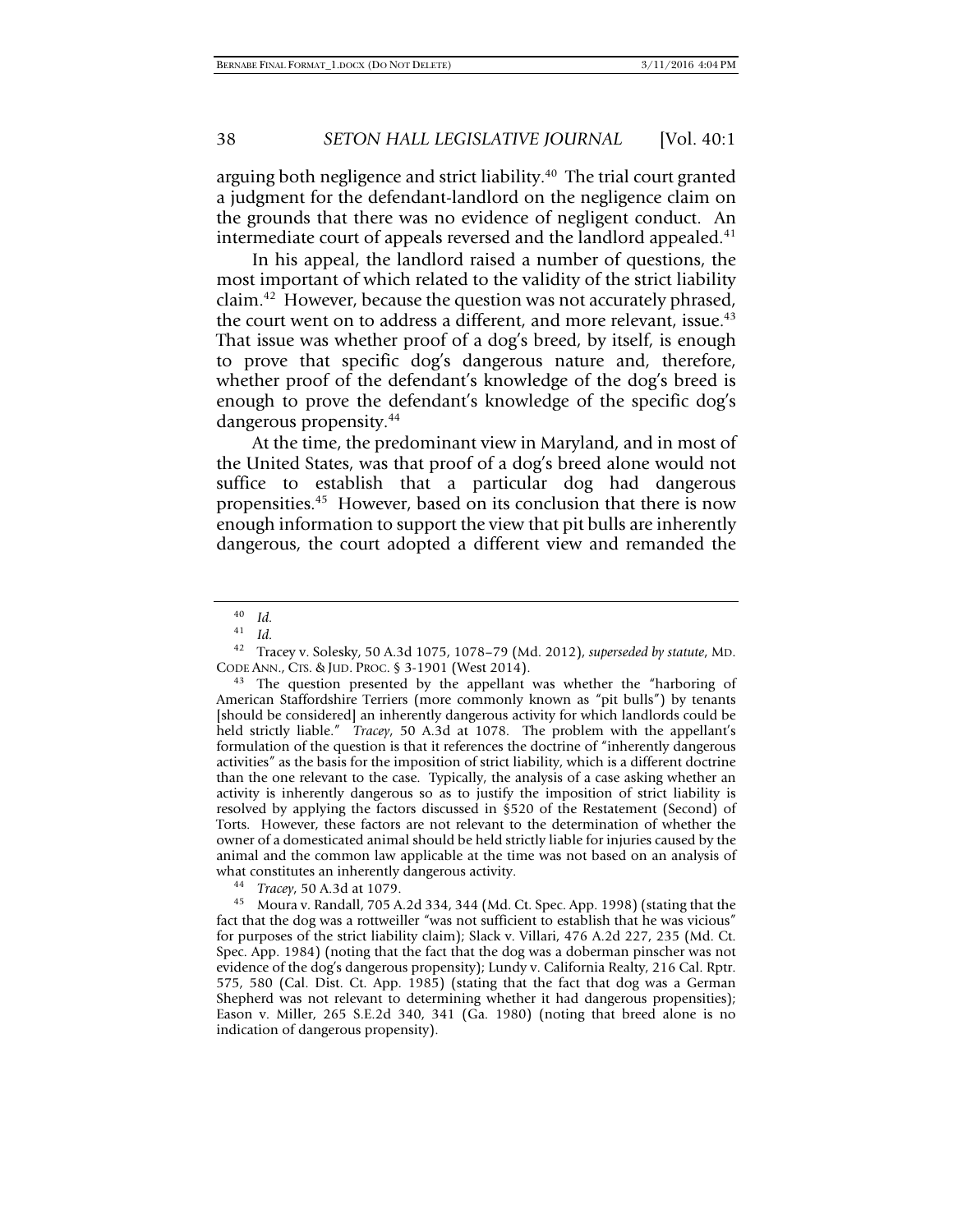arguing both negligence and strict liability.[40] The trial court granted a judgment for the defendant-landlord on the negligence claim on the grounds that there was no evidence of negligent conduct. An intermediate court of appeals reversed and the landlord appealed.[41]

In his appeal, the landlord raised a number of questions, the most important of which related to the validity of the strict liability claim.[42] However, because the question was not accurately phrased, the court went on to address a different, and more relevant, issue.[43] That issue was whether proof of a dog's breed, by itself, is enough to prove that specific dog's dangerous nature and, therefore, whether proof of the defendant's knowledge of the dog's breed is enough to prove the defendant's knowledge of the specific dog's dangerous propensity.[44]

At the time, the predominant view in Maryland, and in most of the United States, was that proof of a dog's breed alone would not suffice to establish that a particular dog had dangerous propensities.[45] However, based on its conclusion that there is now enough information to support the view that pit bulls are inherently dangerous, the court adopted a different view and remanded the

---

[40] *Id.*

[41] *Id.*

[42] Tracey v. Solesky, 50 A.3d 1075, 1078–79 (Md. 2012), *superseded by statute*, MD. CODE ANN., CTS. & JUD. PROC. § 3-1901 (West 2014).

[43] The question presented by the appellant was whether the "harboring of American Staffordshire Terriers (more commonly known as "pit bulls") by tenants [should be considered] an inherently dangerous activity for which landlords could be held strictly liable." *Tracey*, 50 A.3d at 1078. The problem with the appellant's formulation of the question is that it references the doctrine of "inherently dangerous activities" as the basis for the imposition of strict liability, which is a different doctrine than the one relevant to the case. Typically, the analysis of a case asking whether an activity is inherently dangerous so as to justify the imposition of strict liability is resolved by applying the factors discussed in §520 of the Restatement (Second) of Torts. However, these factors are not relevant to the determination of whether the owner of a domesticated animal should be held strictly liable for injuries caused by the animal and the common law applicable at the time was not based on an analysis of what constitutes an inherently dangerous activity.

[44] *Tracey*, 50 A.3d at 1079.

[45] Moura v. Randall, 705 A.2d 334, 344 (Md. Ct. Spec. App. 1998) (stating that the fact that the dog was a rottweiller "was not sufficient to establish that he was vicious" for purposes of the strict liability claim); Slack v. Villari, 476 A.2d 227, 235 (Md. Ct. Spec. App. 1984) (noting that the fact that the dog was a doberman pinscher was not evidence of the dog's dangerous propensity); Lundy v. California Realty, 216 Cal. Rptr. 575, 580 (Cal. Dist. Ct. App. 1985) (stating that the fact that dog was a German Shepherd was not relevant to determining whether it had dangerous propensities); Eason v. Miller, 265 S.E.2d 340, 341 (Ga. 1980) (noting that breed alone is no indication of dangerous propensity).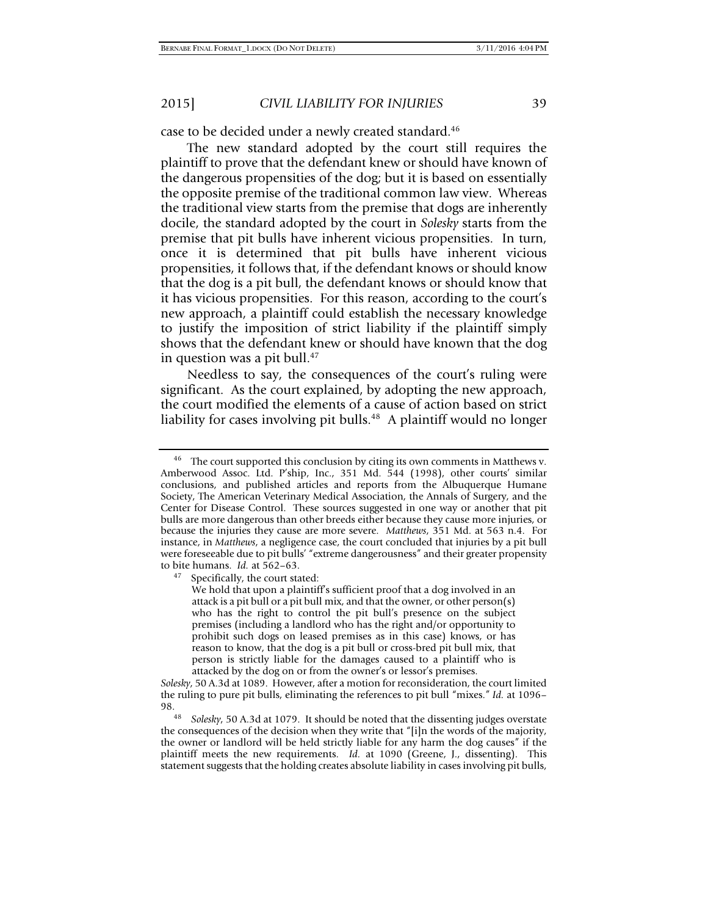case to be decided under a newly created standard.[46]

The new standard adopted by the court still requires the plaintiff to prove that the defendant knew or should have known of the dangerous propensities of the dog; but it is based on essentially the opposite premise of the traditional common law view. Whereas the traditional view starts from the premise that dogs are inherently docile, the standard adopted by the court in *Solesky* starts from the premise that pit bulls have inherent vicious propensities. In turn, once it is determined that pit bulls have inherent vicious propensities, it follows that, if the defendant knows or should know that the dog is a pit bull, the defendant knows or should know that it has vicious propensities. For this reason, according to the court's new approach, a plaintiff could establish the necessary knowledge to justify the imposition of strict liability if the plaintiff simply shows that the defendant knew or should have known that the dog in question was a pit bull.[47]

Needless to say, the consequences of the court's ruling were significant. As the court explained, by adopting the new approach, the court modified the elements of a cause of action based on strict liability for cases involving pit bulls.[48] A plaintiff would no longer

---

[46] The court supported this conclusion by citing its own comments in Matthews v. Amberwood Assoc. Ltd. P'ship, Inc., 351 Md. 544 (1998), other courts' similar conclusions, and published articles and reports from the Albuquerque Humane Society, The American Veterinary Medical Association, the Annals of Surgery, and the Center for Disease Control. These sources suggested in one way or another that pit bulls are more dangerous than other breeds either because they cause more injuries, or because the injuries they cause are more severe. *Matthews*, 351 Md. at 563 n.4. For instance, in *Matthews*, a negligence case, the court concluded that injuries by a pit bull were foreseeable due to pit bulls' "extreme dangerousness" and their greater propensity to bite humans. *Id.* at 562–63.

[47] Specifically, the court stated:

> We hold that upon a plaintiff's sufficient proof that a dog involved in an attack is a pit bull or a pit bull mix, and that the owner, or other person(s) who has the right to control the pit bull's presence on the subject premises (including a landlord who has the right and/or opportunity to prohibit such dogs on leased premises as in this case) knows, or has reason to know, that the dog is a pit bull or cross-bred pit bull mix, that person is strictly liable for the damages caused to a plaintiff who is attacked by the dog on or from the owner's or lessor's premises.

*Solesky*, 50 A.3d at 1089. However, after a motion for reconsideration, the court limited the ruling to pure pit bulls, eliminating the references to pit bull "mixes." *Id.* at 1096–98.

[48] *Solesky*, 50 A.3d at 1079. It should be noted that the dissenting judges overstate the consequences of the decision when they write that "[i]n the words of the majority, the owner or landlord will be held strictly liable for any harm the dog causes" if the plaintiff meets the new requirements. *Id.* at 1090 (Greene, J., dissenting). This statement suggests that the holding creates absolute liability in cases involving pit bulls,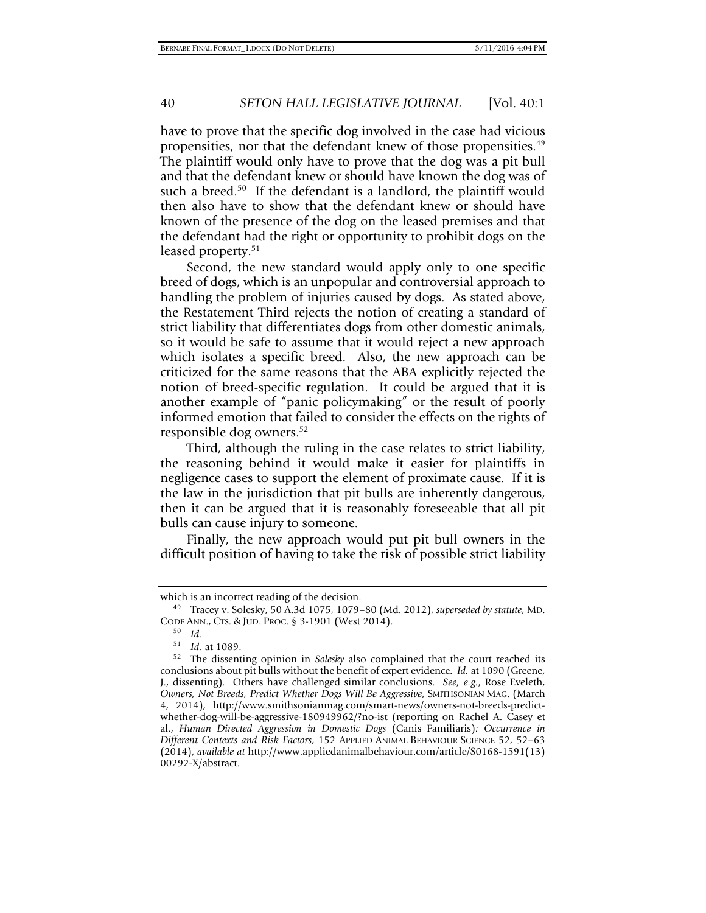have to prove that the specific dog involved in the case had vicious propensities, nor that the defendant knew of those propensities.[49] The plaintiff would only have to prove that the dog was a pit bull and that the defendant knew or should have known the dog was of such a breed.[50] If the defendant is a landlord, the plaintiff would then also have to show that the defendant knew or should have known of the presence of the dog on the leased premises and that the defendant had the right or opportunity to prohibit dogs on the leased property.[51]

Second, the new standard would apply only to one specific breed of dogs, which is an unpopular and controversial approach to handling the problem of injuries caused by dogs. As stated above, the Restatement Third rejects the notion of creating a standard of strict liability that differentiates dogs from other domestic animals, so it would be safe to assume that it would reject a new approach which isolates a specific breed. Also, the new approach can be criticized for the same reasons that the ABA explicitly rejected the notion of breed-specific regulation. It could be argued that it is another example of "panic policymaking" or the result of poorly informed emotion that failed to consider the effects on the rights of responsible dog owners.[52]

Third, although the ruling in the case relates to strict liability, the reasoning behind it would make it easier for plaintiffs in negligence cases to support the element of proximate cause. If it is the law in the jurisdiction that pit bulls are inherently dangerous, then it can be argued that it is reasonably foreseeable that all pit bulls can cause injury to someone.

Finally, the new approach would put pit bull owners in the difficult position of having to take the risk of possible strict liability

---

which is an incorrect reading of the decision.

[49] Tracey v. Solesky, 50 A.3d 1075, 1079–80 (Md. 2012), *superseded by statute*, MD. CODE ANN., CTS. & JUD. PROC. § 3-1901 (West 2014).

[50] *Id.*

[51] *Id.* at 1089.

[52] The dissenting opinion in *Solesky* also complained that the court reached its conclusions about pit bulls without the benefit of expert evidence. *Id.* at 1090 (Greene, J., dissenting). Others have challenged similar conclusions. *See, e.g.*, Rose Eveleth, *Owners, Not Breeds, Predict Whether Dogs Will Be Aggressive*, SMITHSONIAN MAG. (March 4, 2014), http://www.smithsonianmag.com/smart-news/owners-not-breeds-predict-whether-dog-will-be-aggressive-180949962/?no-ist (reporting on Rachel A. Casey et al., *Human Directed Aggression in Domestic Dogs* (Canis Familiaris)*: Occurrence in Different Contexts and Risk Factors*, 152 APPLIED ANIMAL BEHAVIOUR SCIENCE 52, 52–63 (2014), *available at* http://www.appliedanimalbehaviour.com/article/S0168-1591(13)00292-X/abstract.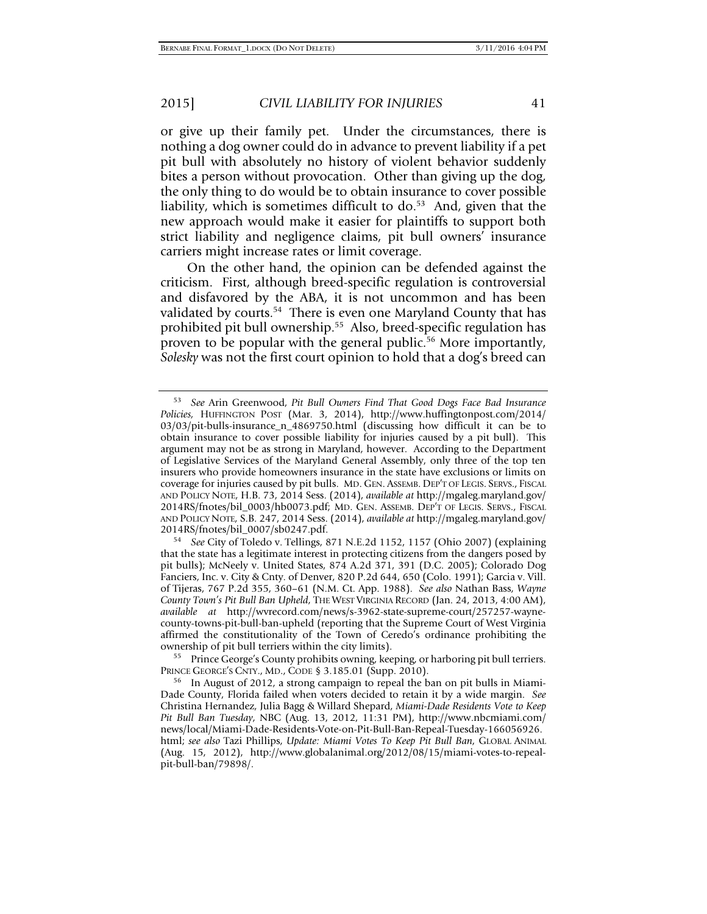or give up their family pet. Under the circumstances, there is nothing a dog owner could do in advance to prevent liability if a pet pit bull with absolutely no history of violent behavior suddenly bites a person without provocation. Other than giving up the dog, the only thing to do would be to obtain insurance to cover possible liability, which is sometimes difficult to do.[53] And, given that the new approach would make it easier for plaintiffs to support both strict liability and negligence claims, pit bull owners' insurance carriers might increase rates or limit coverage.

On the other hand, the opinion can be defended against the criticism. First, although breed-specific regulation is controversial and disfavored by the ABA, it is not uncommon and has been validated by courts.[54] There is even one Maryland County that has prohibited pit bull ownership.[55] Also, breed-specific regulation has proven to be popular with the general public.[56] More importantly, *Solesky* was not the first court opinion to hold that a dog's breed can

---

[53] *See* Arin Greenwood, *Pit Bull Owners Find That Good Dogs Face Bad Insurance Policies*, HUFFINGTON POST (Mar. 3, 2014), http://www.huffingtonpost.com/2014/03/03/pit-bulls-insurance_n_4869750.html (discussing how difficult it can be to obtain insurance to cover possible liability for injuries caused by a pit bull). This argument may not be as strong in Maryland, however. According to the Department of Legislative Services of the Maryland General Assembly, only three of the top ten insurers who provide homeowners insurance in the state have exclusions or limits on coverage for injuries caused by pit bulls. MD. GEN. ASSEMB. DEP'T OF LEGIS. SERVS., FISCAL AND POLICY NOTE, H.B. 73, 2014 Sess. (2014), *available at* http://mgaleg.maryland.gov/2014RS/fnotes/bil_0003/hb0073.pdf; MD. GEN. ASSEMB. DEP'T OF LEGIS. SERVS., FISCAL AND POLICY NOTE, S.B. 247, 2014 Sess. (2014), *available at* http://mgaleg.maryland.gov/2014RS/fnotes/bil_0007/sb0247.pdf.

[54] *See* City of Toledo v. Tellings, 871 N.E.2d 1152, 1157 (Ohio 2007) (explaining that the state has a legitimate interest in protecting citizens from the dangers posed by pit bulls); McNeely v. United States, 874 A.2d 371, 391 (D.C. 2005); Colorado Dog Fanciers, Inc. v. City & Cnty. of Denver, 820 P.2d 644, 650 (Colo. 1991); Garcia v. Vill. of Tijeras, 767 P.2d 355, 360–61 (N.M. Ct. App. 1988). *See also* Nathan Bass, *Wayne County Town's Pit Bull Ban Upheld*, THE WEST VIRGINIA RECORD (Jan. 24, 2013, 4:00 AM), *available at* http://wvrecord.com/news/s-3962-state-supreme-court/257257-wayne-county-towns-pit-bull-ban-upheld (reporting that the Supreme Court of West Virginia affirmed the constitutionality of the Town of Ceredo's ordinance prohibiting the ownership of pit bull terriers within the city limits).

[55] Prince George's County prohibits owning, keeping, or harboring pit bull terriers. PRINCE GEORGE'S CNTY., MD., CODE § 3.185.01 (Supp. 2010).

[56] In August of 2012, a strong campaign to repeal the ban on pit bulls in Miami-Dade County, Florida failed when voters decided to retain it by a wide margin. *See* Christina Hernandez, Julia Bagg & Willard Shepard, *Miami-Dade Residents Vote to Keep Pit Bull Ban Tuesday*, NBC (Aug. 13, 2012, 11:31 PM), http://www.nbcmiami.com/news/local/Miami-Dade-Residents-Vote-on-Pit-Bull-Ban-Repeal-Tuesday-166056926.html; *see also* Tazi Phillips, *Update: Miami Votes To Keep Pit Bull Ban*, GLOBAL ANIMAL (Aug. 15, 2012), http://www.globalanimal.org/2012/08/15/miami-votes-to-repeal-pit-bull-ban/79898/.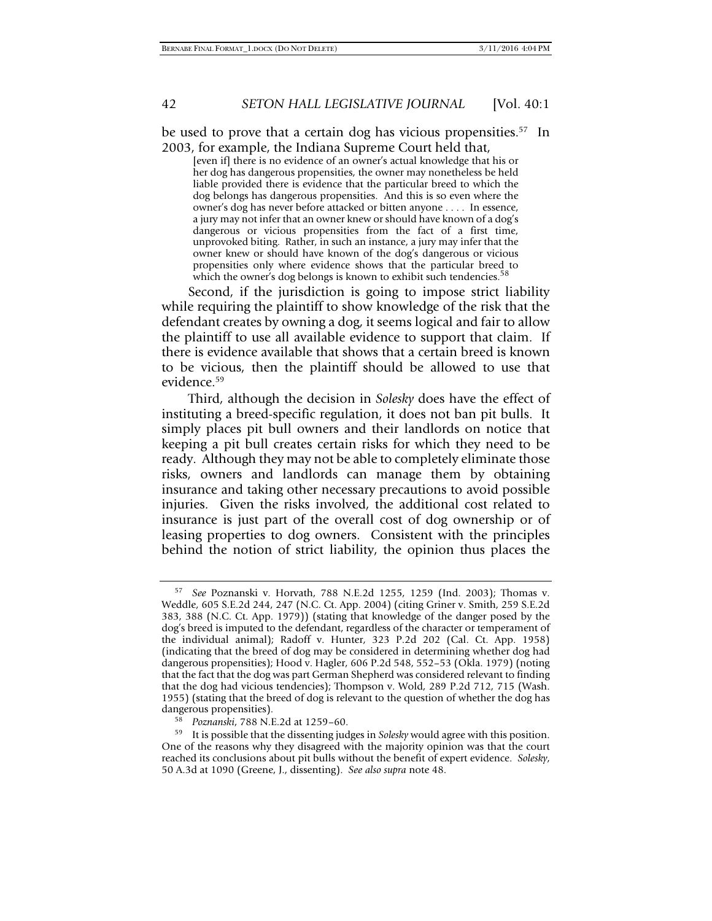be used to prove that a certain dog has vicious propensities.[57] In 2003, for example, the Indiana Supreme Court held that,

> [even if] there is no evidence of an owner's actual knowledge that his or her dog has dangerous propensities, the owner may nonetheless be held liable provided there is evidence that the particular breed to which the dog belongs has dangerous propensities. And this is so even where the owner's dog has never before attacked or bitten anyone . . . . In essence, a jury may not infer that an owner knew or should have known of a dog's dangerous or vicious propensities from the fact of a first time, unprovoked biting. Rather, in such an instance, a jury may infer that the owner knew or should have known of the dog's dangerous or vicious propensities only where evidence shows that the particular breed to which the owner's dog belongs is known to exhibit such tendencies.[58]

Second, if the jurisdiction is going to impose strict liability while requiring the plaintiff to show knowledge of the risk that the defendant creates by owning a dog, it seems logical and fair to allow the plaintiff to use all available evidence to support that claim. If there is evidence available that shows that a certain breed is known to be vicious, then the plaintiff should be allowed to use that evidence.[59]

Third, although the decision in *Solesky* does have the effect of instituting a breed-specific regulation, it does not ban pit bulls. It simply places pit bull owners and their landlords on notice that keeping a pit bull creates certain risks for which they need to be ready. Although they may not be able to completely eliminate those risks, owners and landlords can manage them by obtaining insurance and taking other necessary precautions to avoid possible injuries. Given the risks involved, the additional cost related to insurance is just part of the overall cost of dog ownership or of leasing properties to dog owners. Consistent with the principles behind the notion of strict liability, the opinion thus places the

---

[57] *See* Poznanski v. Horvath, 788 N.E.2d 1255, 1259 (Ind. 2003); Thomas v. Weddle, 605 S.E.2d 244, 247 (N.C. Ct. App. 2004) (citing Griner v. Smith, 259 S.E.2d 383, 388 (N.C. Ct. App. 1979)) (stating that knowledge of the danger posed by the dog's breed is imputed to the defendant, regardless of the character or temperament of the individual animal); Radoff v. Hunter, 323 P.2d 202 (Cal. Ct. App. 1958) (indicating that the breed of dog may be considered in determining whether dog had dangerous propensities); Hood v. Hagler, 606 P.2d 548, 552–53 (Okla. 1979) (noting that the fact that the dog was part German Shepherd was considered relevant to finding that the dog had vicious tendencies); Thompson v. Wold, 289 P.2d 712, 715 (Wash. 1955) (stating that the breed of dog is relevant to the question of whether the dog has dangerous propensities).

[58] *Poznanski*, 788 N.E.2d at 1259–60.

[59] It is possible that the dissenting judges in *Solesky* would agree with this position. One of the reasons why they disagreed with the majority opinion was that the court reached its conclusions about pit bulls without the benefit of expert evidence. *Solesky*, 50 A.3d at 1090 (Greene, J., dissenting). *See also supra* note 48.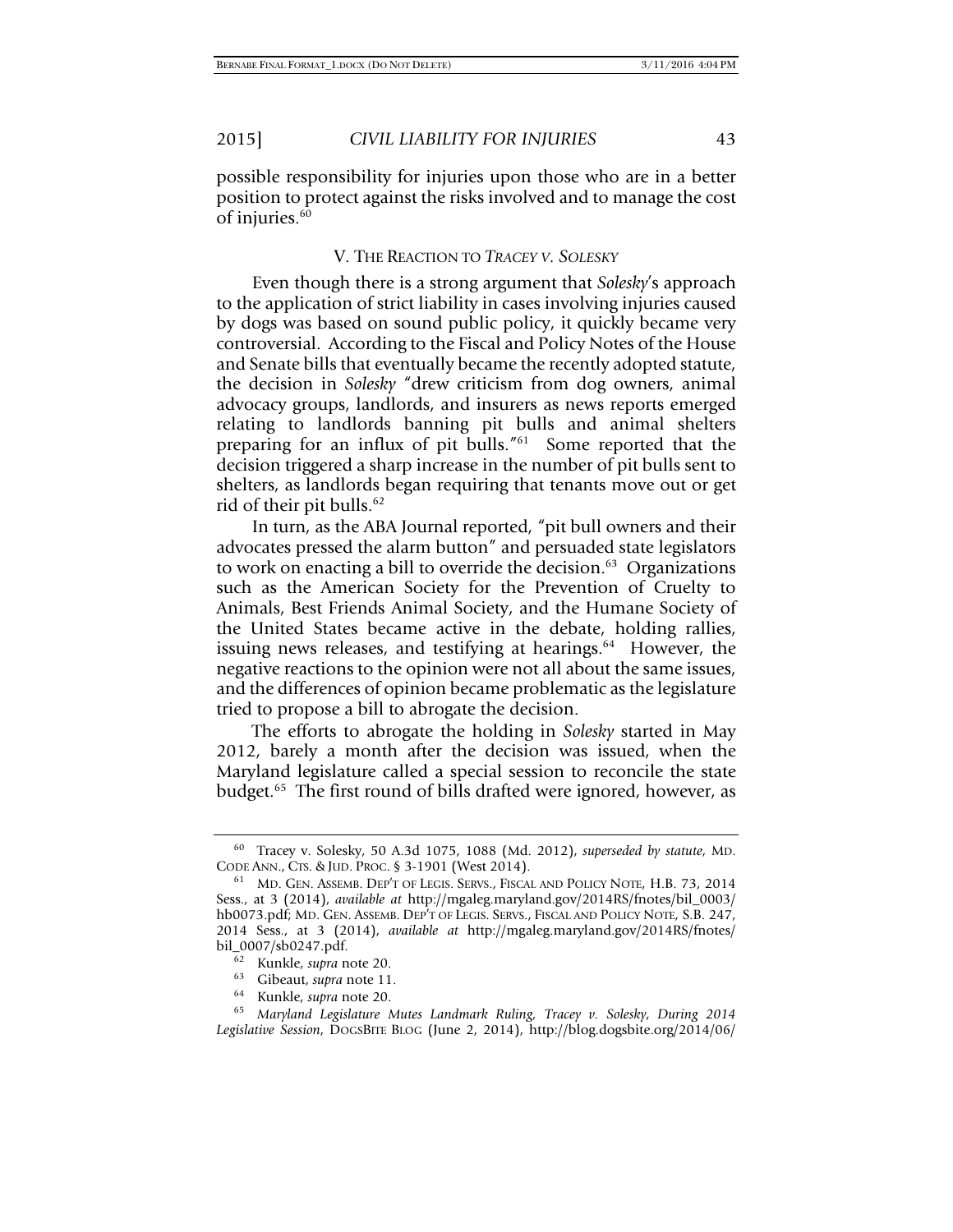possible responsibility for injuries upon those who are in a better position to protect against the risks involved and to manage the cost of injuries.[60]

## V. THE REACTION TO *TRACEY V. SOLESKY*

Even though there is a strong argument that *Solesky*'s approach to the application of strict liability in cases involving injuries caused by dogs was based on sound public policy, it quickly became very controversial. According to the Fiscal and Policy Notes of the House and Senate bills that eventually became the recently adopted statute, the decision in *Solesky* "drew criticism from dog owners, animal advocacy groups, landlords, and insurers as news reports emerged relating to landlords banning pit bulls and animal shelters preparing for an influx of pit bulls."[61] Some reported that the decision triggered a sharp increase in the number of pit bulls sent to shelters, as landlords began requiring that tenants move out or get rid of their pit bulls.[62]

In turn, as the ABA Journal reported, "pit bull owners and their advocates pressed the alarm button" and persuaded state legislators to work on enacting a bill to override the decision.[63] Organizations such as the American Society for the Prevention of Cruelty to Animals, Best Friends Animal Society, and the Humane Society of the United States became active in the debate, holding rallies, issuing news releases, and testifying at hearings.[64] However, the negative reactions to the opinion were not all about the same issues, and the differences of opinion became problematic as the legislature tried to propose a bill to abrogate the decision.

The efforts to abrogate the holding in *Solesky* started in May 2012, barely a month after the decision was issued, when the Maryland legislature called a special session to reconcile the state budget.[65] The first round of bills drafted were ignored, however, as

---

[60] Tracey v. Solesky, 50 A.3d 1075, 1088 (Md. 2012), *superseded by statute*, MD. CODE ANN., CTS. & JUD. PROC. § 3-1901 (West 2014).

[61] MD. GEN. ASSEMB. DEP'T OF LEGIS. SERVS., FISCAL AND POLICY NOTE, H.B. 73, 2014 Sess., at 3 (2014), *available at* http://mgaleg.maryland.gov/2014RS/fnotes/bil_0003/hb0073.pdf; MD. GEN. ASSEMB. DEP'T OF LEGIS. SERVS., FISCAL AND POLICY NOTE, S.B. 247, 2014 Sess., at 3 (2014), *available at* http://mgaleg.maryland.gov/2014RS/fnotes/bil_0007/sb0247.pdf.

[62] Kunkle, *supra* note 20.

[63] Gibeaut, *supra* note 11.

[64] Kunkle, *supra* note 20.

[65] *Maryland Legislature Mutes Landmark Ruling, Tracey v. Solesky, During 2014 Legislative Session*, DOGSBITE BLOG (June 2, 2014), http://blog.dogsbite.org/2014/06/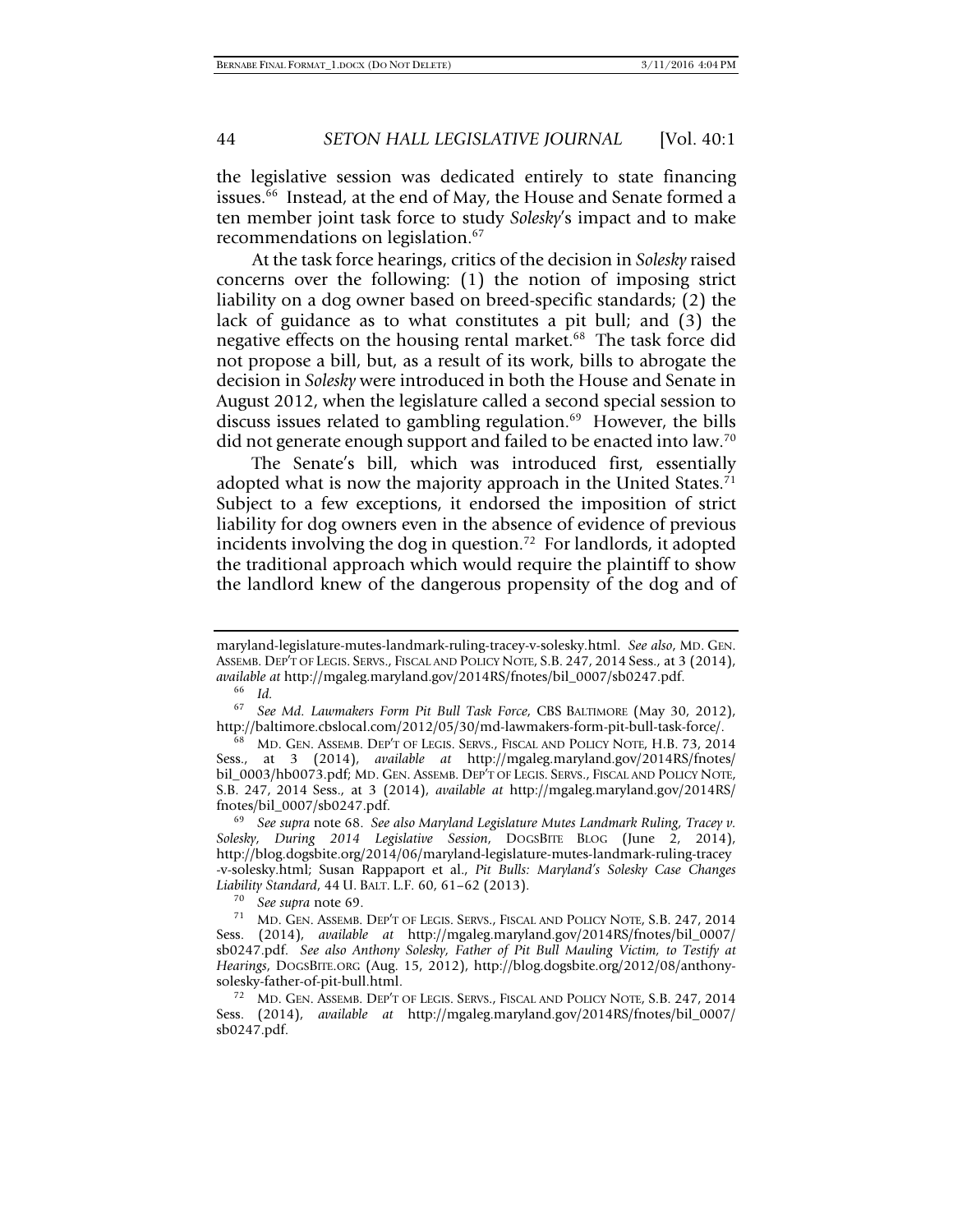the legislative session was dedicated entirely to state financing issues.[66] Instead, at the end of May, the House and Senate formed a ten member joint task force to study *Solesky*'s impact and to make recommendations on legislation.[67]

At the task force hearings, critics of the decision in *Solesky* raised concerns over the following: (1) the notion of imposing strict liability on a dog owner based on breed-specific standards; (2) the lack of guidance as to what constitutes a pit bull; and (3) the negative effects on the housing rental market.[68] The task force did not propose a bill, but, as a result of its work, bills to abrogate the decision in *Solesky* were introduced in both the House and Senate in August 2012, when the legislature called a second special session to discuss issues related to gambling regulation.[69] However, the bills did not generate enough support and failed to be enacted into law.[70]

The Senate's bill, which was introduced first, essentially adopted what is now the majority approach in the United States.[71] Subject to a few exceptions, it endorsed the imposition of strict liability for dog owners even in the absence of evidence of previous incidents involving the dog in question.[72] For landlords, it adopted the traditional approach which would require the plaintiff to show the landlord knew of the dangerous propensity of the dog and of

---

maryland-legislature-mutes-landmark-ruling-tracey-v-solesky.html. *See also*, MD. GEN. ASSEMB. DEP'T OF LEGIS. SERVS., FISCAL AND POLICY NOTE, S.B. 247, 2014 Sess., at 3 (2014), *available at* http://mgaleg.maryland.gov/2014RS/fnotes/bil_0007/sb0247.pdf.

[66] *Id.*

[67] *See Md. Lawmakers Form Pit Bull Task Force*, CBS BALTIMORE (May 30, 2012), http://baltimore.cbslocal.com/2012/05/30/md-lawmakers-form-pit-bull-task-force/.

[68] MD. GEN. ASSEMB. DEP'T OF LEGIS. SERVS., FISCAL AND POLICY NOTE, H.B. 73, 2014 Sess., at 3 (2014), *available at* http://mgaleg.maryland.gov/2014RS/fnotes/bil_0003/hb0073.pdf; MD. GEN. ASSEMB. DEP'T OF LEGIS. SERVS., FISCAL AND POLICY NOTE, S.B. 247, 2014 Sess., at 3 (2014), *available at* http://mgaleg.maryland.gov/2014RS/fnotes/bil_0007/sb0247.pdf.

[69] *See supra* note 68. *See also Maryland Legislature Mutes Landmark Ruling, Tracey v. Solesky, During 2014 Legislative Session*, DOGSBITE BLOG (June 2, 2014), http://blog.dogsbite.org/2014/06/maryland-legislature-mutes-landmark-ruling-tracey-v-solesky.html; Susan Rappaport et al., *Pit Bulls: Maryland's Solesky Case Changes Liability Standard*, 44 U. BALT. L.F. 60, 61–62 (2013).

[70] *See supra* note 69.

[71] MD. GEN. ASSEMB. DEP'T OF LEGIS. SERVS., FISCAL AND POLICY NOTE, S.B. 247, 2014 Sess. (2014), *available at* http://mgaleg.maryland.gov/2014RS/fnotes/bil_0007/sb0247.pdf. *See also Anthony Solesky, Father of Pit Bull Mauling Victim, to Testify at Hearings*, DOGSBITE.ORG (Aug. 15, 2012), http://blog.dogsbite.org/2012/08/anthony-solesky-father-of-pit-bull.html.

[72] MD. GEN. ASSEMB. DEP'T OF LEGIS. SERVS., FISCAL AND POLICY NOTE, S.B. 247, 2014 Sess. (2014), *available at* http://mgaleg.maryland.gov/2014RS/fnotes/bil_0007/sb0247.pdf.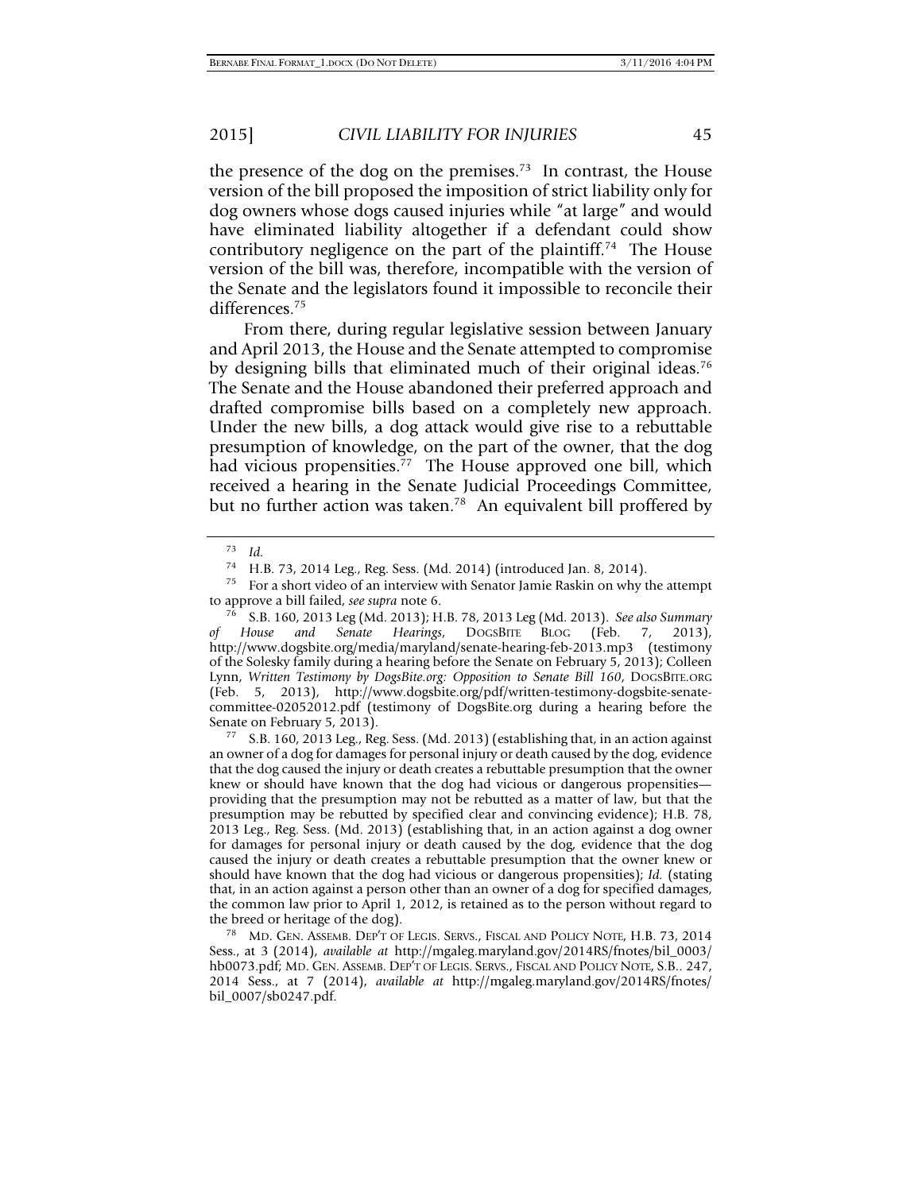the presence of the dog on the premises.[73] In contrast, the House version of the bill proposed the imposition of strict liability only for dog owners whose dogs caused injuries while "at large" and would have eliminated liability altogether if a defendant could show contributory negligence on the part of the plaintiff.[74] The House version of the bill was, therefore, incompatible with the version of the Senate and the legislators found it impossible to reconcile their differences.[75]

From there, during regular legislative session between January and April 2013, the House and the Senate attempted to compromise by designing bills that eliminated much of their original ideas.[76] The Senate and the House abandoned their preferred approach and drafted compromise bills based on a completely new approach. Under the new bills, a dog attack would give rise to a rebuttable presumption of knowledge, on the part of the owner, that the dog had vicious propensities.[77] The House approved one bill, which received a hearing in the Senate Judicial Proceedings Committee, but no further action was taken.[78] An equivalent bill proffered by

---

[73] *Id.*

[74] H.B. 73, 2014 Leg., Reg. Sess. (Md. 2014) (introduced Jan. 8, 2014).

[75] For a short video of an interview with Senator Jamie Raskin on why the attempt to approve a bill failed, *see supra* note 6.

[76] S.B. 160, 2013 Leg (Md. 2013); H.B. 78, 2013 Leg (Md. 2013). *See also Summary of House and Senate Hearings*, DOGSBITE BLOG (Feb. 7, 2013), http://www.dogsbite.org/media/maryland/senate-hearing-feb-2013.mp3 (testimony of the Solesky family during a hearing before the Senate on February 5, 2013); Colleen Lynn, *Written Testimony by DogsBite.org: Opposition to Senate Bill 160*, DOGSBITE.ORG (Feb. 5, 2013), http://www.dogsbite.org/pdf/written-testimony-dogsbite-senate-committee-02052012.pdf (testimony of DogsBite.org during a hearing before the Senate on February 5, 2013).

[77] S.B. 160, 2013 Leg., Reg. Sess. (Md. 2013) (establishing that, in an action against an owner of a dog for damages for personal injury or death caused by the dog, evidence that the dog caused the injury or death creates a rebuttable presumption that the owner knew or should have known that the dog had vicious or dangerous propensities—providing that the presumption may not be rebutted as a matter of law, but that the presumption may be rebutted by specified clear and convincing evidence); H.B. 78, 2013 Leg., Reg. Sess. (Md. 2013) (establishing that, in an action against a dog owner for damages for personal injury or death caused by the dog, evidence that the dog caused the injury or death creates a rebuttable presumption that the owner knew or should have known that the dog had vicious or dangerous propensities); *Id.* (stating that, in an action against a person other than an owner of a dog for specified damages, the common law prior to April 1, 2012, is retained as to the person without regard to the breed or heritage of the dog).

[78] MD. GEN. ASSEMB. DEP'T OF LEGIS. SERVS., FISCAL AND POLICY NOTE, H.B. 73, 2014 Sess., at 3 (2014), *available at* http://mgaleg.maryland.gov/2014RS/fnotes/bil_0003/hb0073.pdf; MD. GEN. ASSEMB. DEP'T OF LEGIS. SERVS., FISCAL AND POLICY NOTE, S.B.. 247, 2014 Sess., at 7 (2014), *available at* http://mgaleg.maryland.gov/2014RS/fnotes/bil_0007/sb0247.pdf.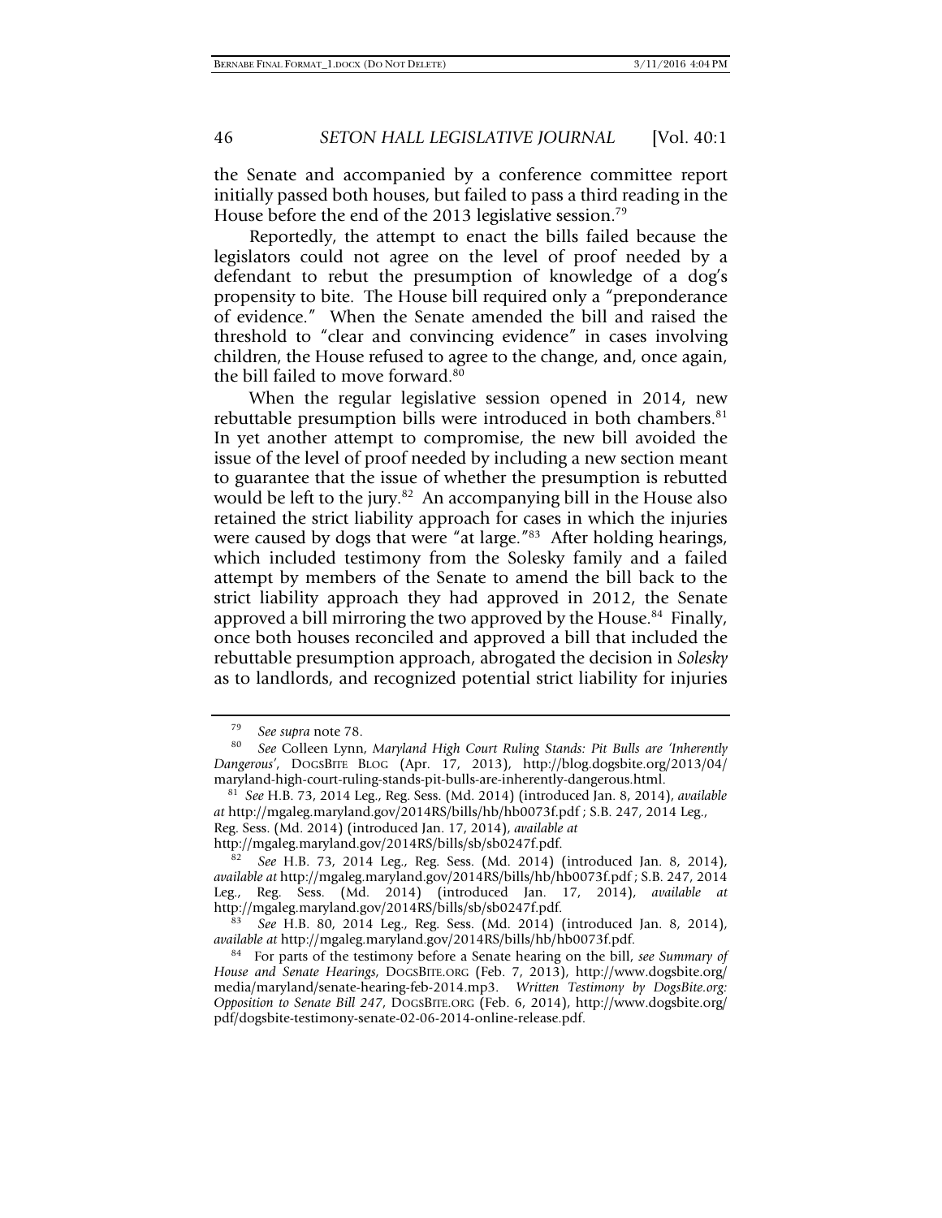the Senate and accompanied by a conference committee report initially passed both houses, but failed to pass a third reading in the House before the end of the 2013 legislative session.[79]

Reportedly, the attempt to enact the bills failed because the legislators could not agree on the level of proof needed by a defendant to rebut the presumption of knowledge of a dog's propensity to bite. The House bill required only a "preponderance of evidence." When the Senate amended the bill and raised the threshold to "clear and convincing evidence" in cases involving children, the House refused to agree to the change, and, once again, the bill failed to move forward.[80]

When the regular legislative session opened in 2014, new rebuttable presumption bills were introduced in both chambers.[81] In yet another attempt to compromise, the new bill avoided the issue of the level of proof needed by including a new section meant to guarantee that the issue of whether the presumption is rebutted would be left to the jury.[82] An accompanying bill in the House also retained the strict liability approach for cases in which the injuries were caused by dogs that were "at large."[83] After holding hearings, which included testimony from the Solesky family and a failed attempt by members of the Senate to amend the bill back to the strict liability approach they had approved in 2012, the Senate approved a bill mirroring the two approved by the House.[84] Finally, once both houses reconciled and approved a bill that included the rebuttable presumption approach, abrogated the decision in *Solesky* as to landlords, and recognized potential strict liability for injuries

---

[79] *See supra* note 78.

[80] *See* Colleen Lynn, *Maryland High Court Ruling Stands: Pit Bulls are 'Inherently Dangerous'*, DOGSBITE BLOG (Apr. 17, 2013), http://blog.dogsbite.org/2013/04/maryland-high-court-ruling-stands-pit-bulls-are-inherently-dangerous.html.

[81] *See* H.B. 73, 2014 Leg., Reg. Sess. (Md. 2014) (introduced Jan. 8, 2014), *available at* http://mgaleg.maryland.gov/2014RS/bills/hb/hb0073f.pdf ; S.B. 247, 2014 Leg., Reg. Sess. (Md. 2014) (introduced Jan. 17, 2014), *available at* http://mgaleg.maryland.gov/2014RS/bills/sb/sb0247f.pdf.

[82] *See* H.B. 73, 2014 Leg., Reg. Sess. (Md. 2014) (introduced Jan. 8, 2014), *available at* http://mgaleg.maryland.gov/2014RS/bills/hb/hb0073f.pdf ; S.B. 247, 2014 Leg., Reg. Sess. (Md. 2014) (introduced Jan. 17, 2014), *available at* http://mgaleg.maryland.gov/2014RS/bills/sb/sb0247f.pdf.

[83] *See* H.B. 80, 2014 Leg., Reg. Sess. (Md. 2014) (introduced Jan. 8, 2014), *available at* http://mgaleg.maryland.gov/2014RS/bills/hb/hb0073f.pdf.

[84] For parts of the testimony before a Senate hearing on the bill, *see Summary of House and Senate Hearings*, DOGSBITE.ORG (Feb. 7, 2013), http://www.dogsbite.org/media/maryland/senate-hearing-feb-2014.mp3. *Written Testimony by DogsBite.org: Opposition to Senate Bill 247*, DOGSBITE.ORG (Feb. 6, 2014), http://www.dogsbite.org/pdf/dogsbite-testimony-senate-02-06-2014-online-release.pdf.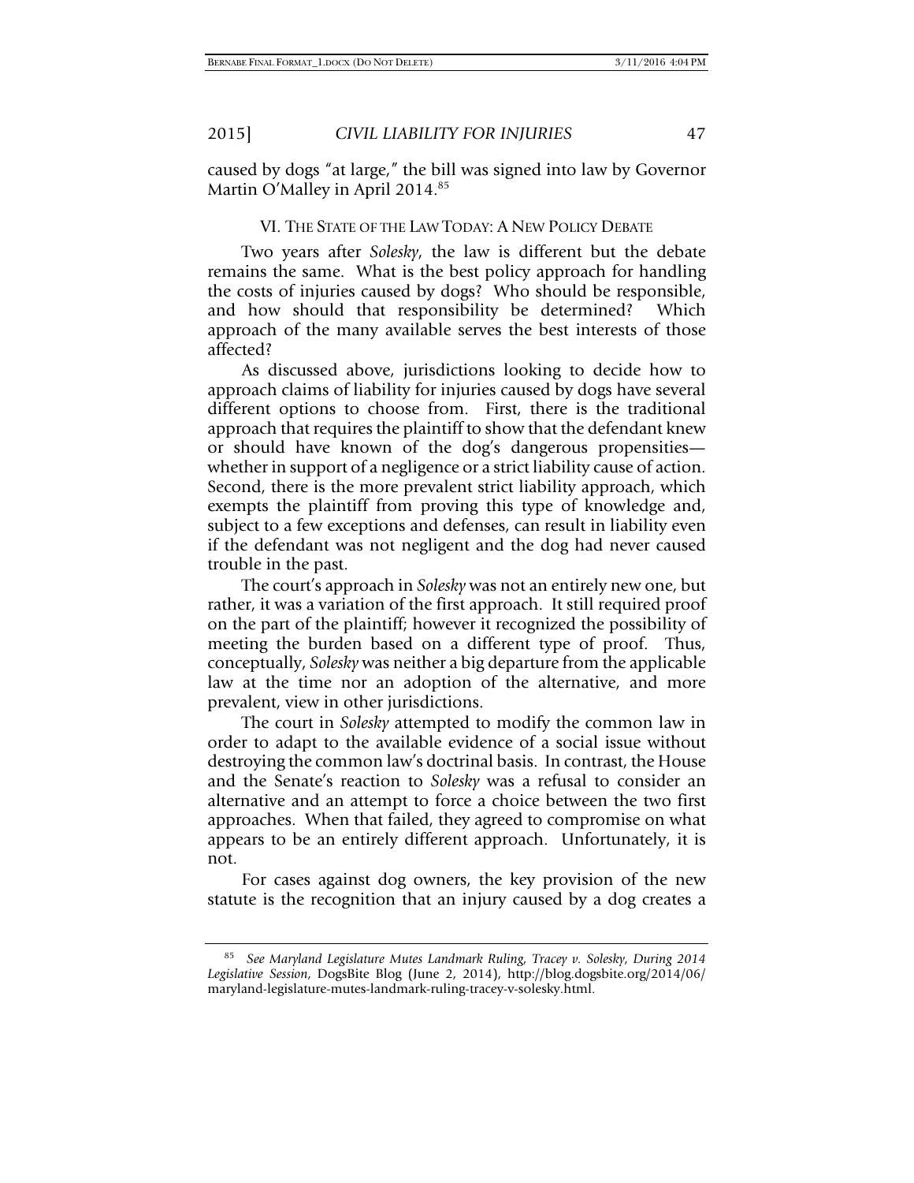caused by dogs "at large," the bill was signed into law by Governor Martin O'Malley in April 2014.[85]

## VI. The State of the Law Today: A New Policy Debate

Two years after *Solesky*, the law is different but the debate remains the same. What is the best policy approach for handling the costs of injuries caused by dogs? Who should be responsible, and how should that responsibility be determined? Which approach of the many available serves the best interests of those affected?

As discussed above, jurisdictions looking to decide how to approach claims of liability for injuries caused by dogs have several different options to choose from. First, there is the traditional approach that requires the plaintiff to show that the defendant knew or should have known of the dog's dangerous propensities—whether in support of a negligence or a strict liability cause of action. Second, there is the more prevalent strict liability approach, which exempts the plaintiff from proving this type of knowledge and, subject to a few exceptions and defenses, can result in liability even if the defendant was not negligent and the dog had never caused trouble in the past.

The court's approach in *Solesky* was not an entirely new one, but rather, it was a variation of the first approach. It still required proof on the part of the plaintiff; however it recognized the possibility of meeting the burden based on a different type of proof. Thus, conceptually, *Solesky* was neither a big departure from the applicable law at the time nor an adoption of the alternative, and more prevalent, view in other jurisdictions.

The court in *Solesky* attempted to modify the common law in order to adapt to the available evidence of a social issue without destroying the common law's doctrinal basis. In contrast, the House and the Senate's reaction to *Solesky* was a refusal to consider an alternative and an attempt to force a choice between the two first approaches. When that failed, they agreed to compromise on what appears to be an entirely different approach. Unfortunately, it is not.

For cases against dog owners, the key provision of the new statute is the recognition that an injury caused by a dog creates a

---

[85] *See Maryland Legislature Mutes Landmark Ruling, Tracey v. Solesky, During 2014 Legislative Session*, DogsBite Blog (June 2, 2014), http://blog.dogsbite.org/2014/06/maryland-legislature-mutes-landmark-ruling-tracey-v-solesky.html.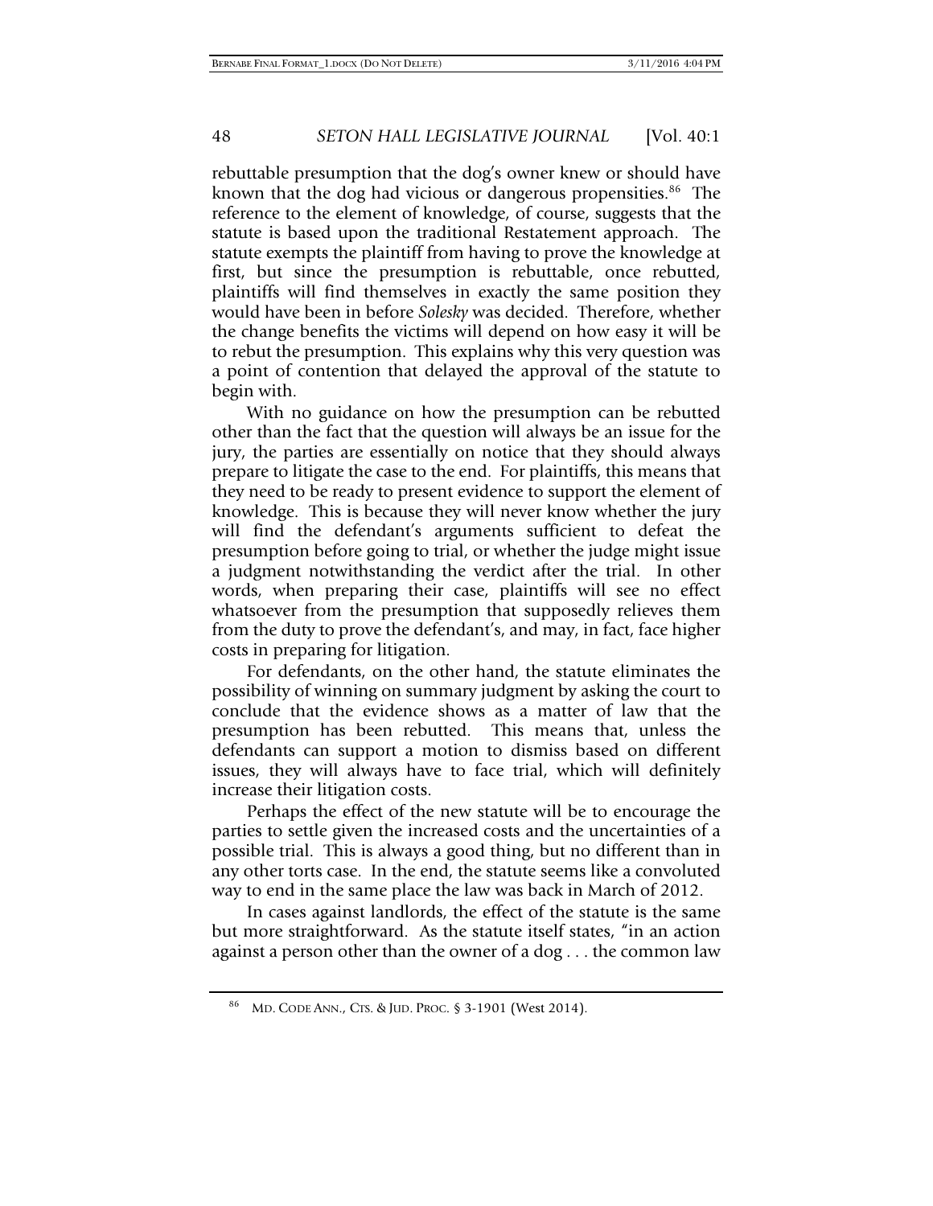rebuttable presumption that the dog's owner knew or should have known that the dog had vicious or dangerous propensities.[86] The reference to the element of knowledge, of course, suggests that the statute is based upon the traditional Restatement approach. The statute exempts the plaintiff from having to prove the knowledge at first, but since the presumption is rebuttable, once rebutted, plaintiffs will find themselves in exactly the same position they would have been in before *Solesky* was decided. Therefore, whether the change benefits the victims will depend on how easy it will be to rebut the presumption. This explains why this very question was a point of contention that delayed the approval of the statute to begin with.

With no guidance on how the presumption can be rebutted other than the fact that the question will always be an issue for the jury, the parties are essentially on notice that they should always prepare to litigate the case to the end. For plaintiffs, this means that they need to be ready to present evidence to support the element of knowledge. This is because they will never know whether the jury will find the defendant's arguments sufficient to defeat the presumption before going to trial, or whether the judge might issue a judgment notwithstanding the verdict after the trial. In other words, when preparing their case, plaintiffs will see no effect whatsoever from the presumption that supposedly relieves them from the duty to prove the defendant's, and may, in fact, face higher costs in preparing for litigation.

For defendants, on the other hand, the statute eliminates the possibility of winning on summary judgment by asking the court to conclude that the evidence shows as a matter of law that the presumption has been rebutted. This means that, unless the defendants can support a motion to dismiss based on different issues, they will always have to face trial, which will definitely increase their litigation costs.

Perhaps the effect of the new statute will be to encourage the parties to settle given the increased costs and the uncertainties of a possible trial. This is always a good thing, but no different than in any other torts case. In the end, the statute seems like a convoluted way to end in the same place the law was back in March of 2012.

In cases against landlords, the effect of the statute is the same but more straightforward. As the statute itself states, "in an action against a person other than the owner of a dog . . . the common law

---

[86] MD. CODE ANN., CTS. & JUD. PROC. § 3-1901 (West 2014).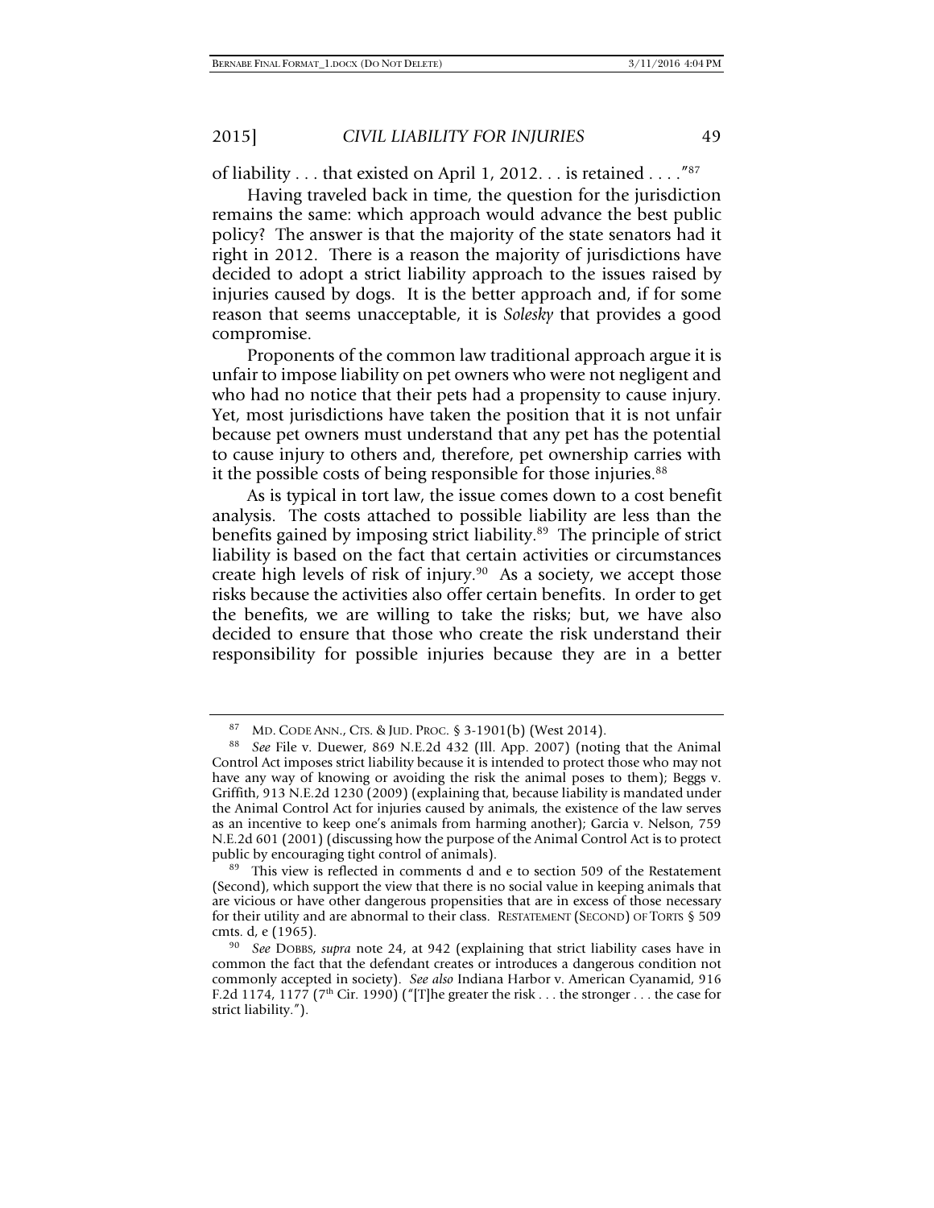of liability . . . that existed on April 1, 2012. . . is retained . . . ."[87]

Having traveled back in time, the question for the jurisdiction remains the same: which approach would advance the best public policy? The answer is that the majority of the state senators had it right in 2012. There is a reason the majority of jurisdictions have decided to adopt a strict liability approach to the issues raised by injuries caused by dogs. It is the better approach and, if for some reason that seems unacceptable, it is *Solesky* that provides a good compromise.

Proponents of the common law traditional approach argue it is unfair to impose liability on pet owners who were not negligent and who had no notice that their pets had a propensity to cause injury. Yet, most jurisdictions have taken the position that it is not unfair because pet owners must understand that any pet has the potential to cause injury to others and, therefore, pet ownership carries with it the possible costs of being responsible for those injuries.[88]

As is typical in tort law, the issue comes down to a cost benefit analysis. The costs attached to possible liability are less than the benefits gained by imposing strict liability.[89] The principle of strict liability is based on the fact that certain activities or circumstances create high levels of risk of injury.[90] As a society, we accept those risks because the activities also offer certain benefits. In order to get the benefits, we are willing to take the risks; but, we have also decided to ensure that those who create the risk understand their responsibility for possible injuries because they are in a better

---

[87] MD. CODE ANN., CTS. & JUD. PROC. § 3-1901(b) (West 2014).

[88] *See* File v. Duewer, 869 N.E.2d 432 (Ill. App. 2007) (noting that the Animal Control Act imposes strict liability because it is intended to protect those who may not have any way of knowing or avoiding the risk the animal poses to them); Beggs v. Griffith, 913 N.E.2d 1230 (2009) (explaining that, because liability is mandated under the Animal Control Act for injuries caused by animals, the existence of the law serves as an incentive to keep one's animals from harming another); Garcia v. Nelson, 759 N.E.2d 601 (2001) (discussing how the purpose of the Animal Control Act is to protect public by encouraging tight control of animals).

[89] This view is reflected in comments d and e to section 509 of the Restatement (Second), which support the view that there is no social value in keeping animals that are vicious or have other dangerous propensities that are in excess of those necessary for their utility and are abnormal to their class. RESTATEMENT (SECOND) OF TORTS § 509 cmts. d, e (1965).

[90] *See* DOBBS, *supra* note 24, at 942 (explaining that strict liability cases have in common the fact that the defendant creates or introduces a dangerous condition not commonly accepted in society). *See also* Indiana Harbor v. American Cyanamid, 916 F.2d 1174, 1177 (7th Cir. 1990) ("[T]he greater the risk . . . the stronger . . . the case for strict liability.").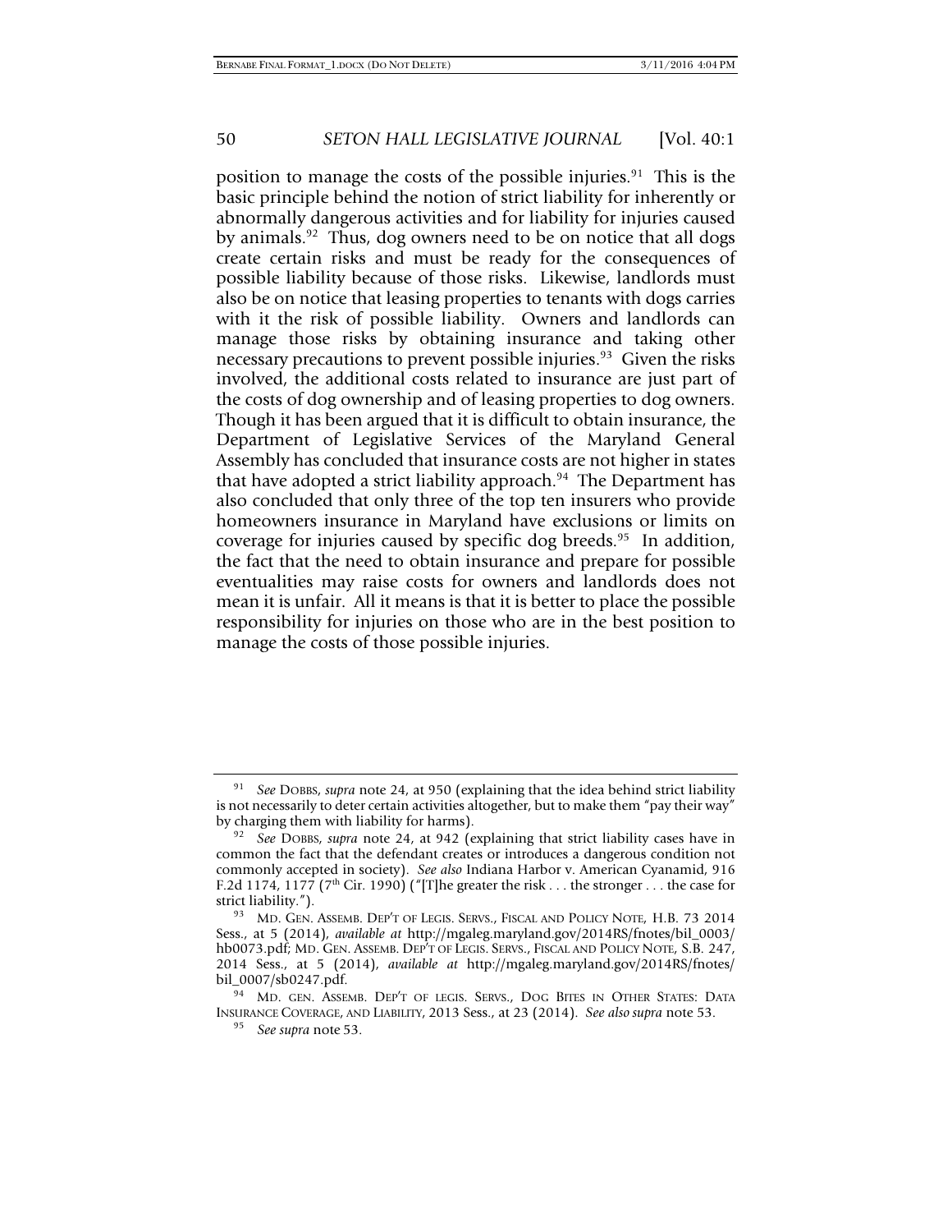position to manage the costs of the possible injuries.[91] This is the basic principle behind the notion of strict liability for inherently or abnormally dangerous activities and for liability for injuries caused by animals.[92] Thus, dog owners need to be on notice that all dogs create certain risks and must be ready for the consequences of possible liability because of those risks. Likewise, landlords must also be on notice that leasing properties to tenants with dogs carries with it the risk of possible liability. Owners and landlords can manage those risks by obtaining insurance and taking other necessary precautions to prevent possible injuries.[93] Given the risks involved, the additional costs related to insurance are just part of the costs of dog ownership and of leasing properties to dog owners. Though it has been argued that it is difficult to obtain insurance, the Department of Legislative Services of the Maryland General Assembly has concluded that insurance costs are not higher in states that have adopted a strict liability approach.[94] The Department has also concluded that only three of the top ten insurers who provide homeowners insurance in Maryland have exclusions or limits on coverage for injuries caused by specific dog breeds.[95] In addition, the fact that the need to obtain insurance and prepare for possible eventualities may raise costs for owners and landlords does not mean it is unfair. All it means is that it is better to place the possible responsibility for injuries on those who are in the best position to manage the costs of those possible injuries.

---

[91] *See* DOBBS, *supra* note 24, at 950 (explaining that the idea behind strict liability is not necessarily to deter certain activities altogether, but to make them "pay their way" by charging them with liability for harms).

[92] *See* DOBBS, *supra* note 24, at 942 (explaining that strict liability cases have in common the fact that the defendant creates or introduces a dangerous condition not commonly accepted in society). *See also* Indiana Harbor v. American Cyanamid, 916 F.2d 1174, 1177 (7th Cir. 1990) ("[T]he greater the risk . . . the stronger . . . the case for strict liability.").

[93] MD. GEN. ASSEMB. DEP'T OF LEGIS. SERVS., FISCAL AND POLICY NOTE, H.B. 73 2014 Sess., at 5 (2014), *available at* http://mgaleg.maryland.gov/2014RS/fnotes/bil_0003/hb0073.pdf; MD. GEN. ASSEMB. DEP'T OF LEGIS. SERVS., FISCAL AND POLICY NOTE, S.B. 247, 2014 Sess., at 5 (2014), *available at* http://mgaleg.maryland.gov/2014RS/fnotes/bil_0007/sb0247.pdf.

[94] MD. GEN. ASSEMB. DEP'T OF LEGIS. SERVS., DOG BITES IN OTHER STATES: DATA INSURANCE COVERAGE, AND LIABILITY, 2013 Sess., at 23 (2014). *See also supra* note 53.

[95] *See supra* note 53.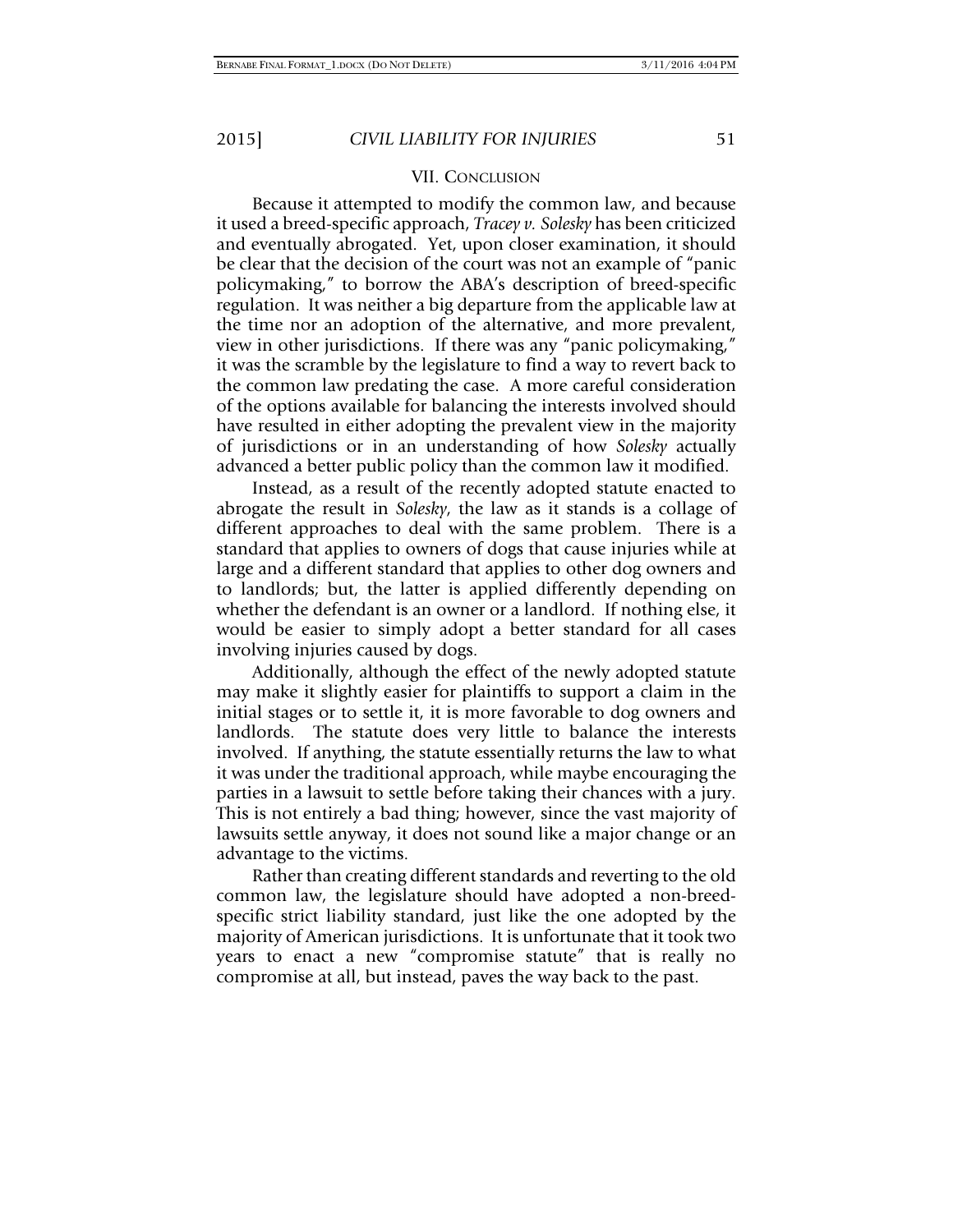## VII. CONCLUSION

Because it attempted to modify the common law, and because it used a breed-specific approach, *Tracey v. Solesky* has been criticized and eventually abrogated. Yet, upon closer examination, it should be clear that the decision of the court was not an example of "panic policymaking," to borrow the ABA's description of breed-specific regulation. It was neither a big departure from the applicable law at the time nor an adoption of the alternative, and more prevalent, view in other jurisdictions. If there was any "panic policymaking," it was the scramble by the legislature to find a way to revert back to the common law predating the case. A more careful consideration of the options available for balancing the interests involved should have resulted in either adopting the prevalent view in the majority of jurisdictions or in an understanding of how *Solesky* actually advanced a better public policy than the common law it modified.

Instead, as a result of the recently adopted statute enacted to abrogate the result in *Solesky*, the law as it stands is a collage of different approaches to deal with the same problem. There is a standard that applies to owners of dogs that cause injuries while at large and a different standard that applies to other dog owners and to landlords; but, the latter is applied differently depending on whether the defendant is an owner or a landlord. If nothing else, it would be easier to simply adopt a better standard for all cases involving injuries caused by dogs.

Additionally, although the effect of the newly adopted statute may make it slightly easier for plaintiffs to support a claim in the initial stages or to settle it, it is more favorable to dog owners and landlords. The statute does very little to balance the interests involved. If anything, the statute essentially returns the law to what it was under the traditional approach, while maybe encouraging the parties in a lawsuit to settle before taking their chances with a jury. This is not entirely a bad thing; however, since the vast majority of lawsuits settle anyway, it does not sound like a major change or an advantage to the victims.

Rather than creating different standards and reverting to the old common law, the legislature should have adopted a non-breed-specific strict liability standard, just like the one adopted by the majority of American jurisdictions. It is unfortunate that it took two years to enact a new "compromise statute" that is really no compromise at all, but instead, paves the way back to the past.